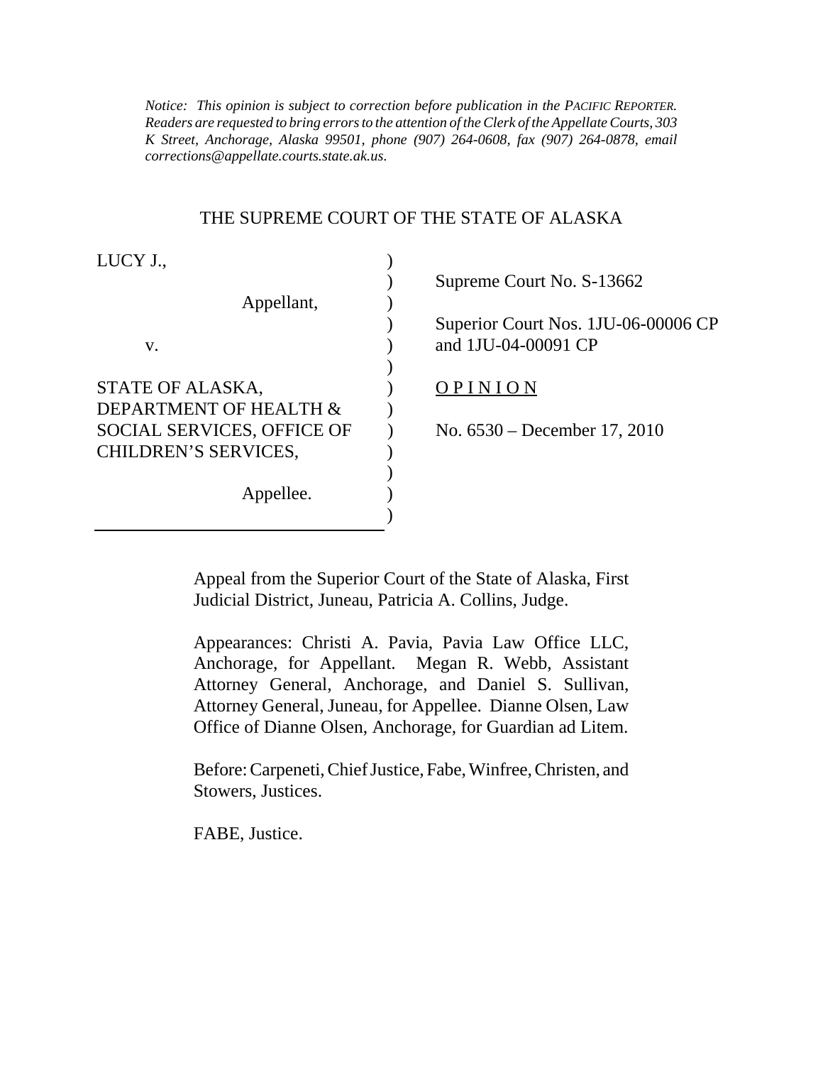*Notice: This opinion is subject to correction before publication in the PACIFIC REPORTER. Readers are requested to bring errors to the attention of the Clerk of the Appellate Courts, 303 K Street, Anchorage, Alaska 99501, phone (907) 264-0608, fax (907) 264-0878, email corrections@appellate.courts.state.ak.us.*

# THE SUPREME COURT OF THE STATE OF ALASKA

LUCY J.,

Appellant,

v.

STATE OF ALASKA, DEPARTMENT OF HEALTH & SOCIAL SERVICES, OFFICE OF CHILDREN'S SERVICES,

Appellee.

Supreme Court No. S-13662

Superior Court Nos. 1JU-06-00006 CP and 1JU-04-00091 CP

O P I N I O N

No. 6530 – December 17, 2010

Appeal from the Superior Court of the State of Alaska, First Judicial District, Juneau, Patricia A. Collins, Judge.

Appearances: Christi A. Pavia, Pavia Law Office LLC, Anchorage, for Appellant. Megan R. Webb, Assistant Attorney General, Anchorage, and Daniel S. Sullivan, Attorney General, Juneau, for Appellee. Dianne Olsen, Law Office of Dianne Olsen, Anchorage, for Guardian ad Litem.

Before: Carpeneti, Chief Justice, Fabe, Winfree, Christen, and Stowers, Justices.

FABE, Justice.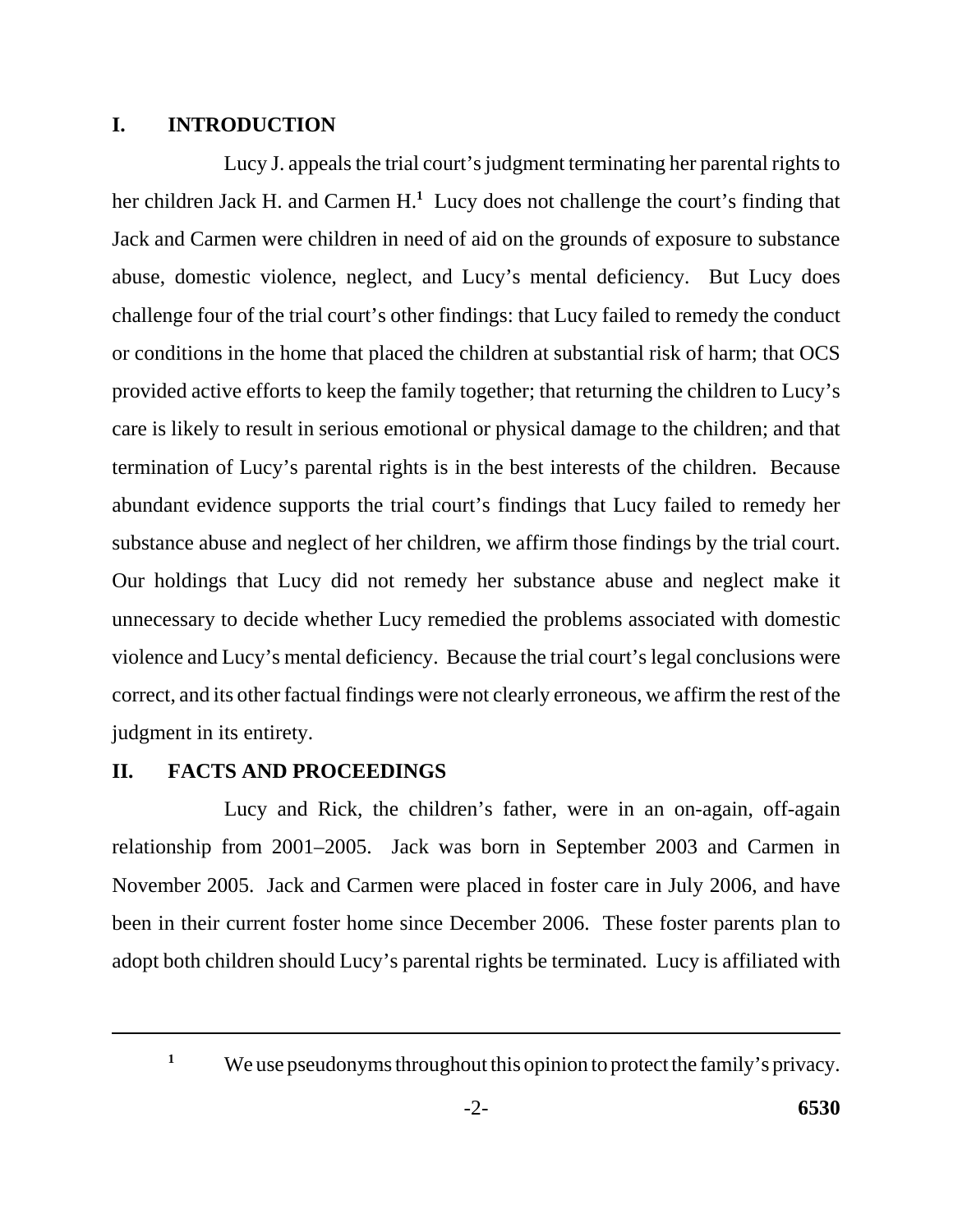## I. INTRODUCTION

Lucy J. appeals the trial court's judgment terminating her parental rights to her children Jack H. and Carmen H.[1] Lucy does not challenge the court's finding that Jack and Carmen were children in need of aid on the grounds of exposure to substance abuse, domestic violence, neglect, and Lucy's mental deficiency. But Lucy does challenge four of the trial court's other findings: that Lucy failed to remedy the conduct or conditions in the home that placed the children at substantial risk of harm; that OCS provided active efforts to keep the family together; that returning the children to Lucy's care is likely to result in serious emotional or physical damage to the children; and that termination of Lucy's parental rights is in the best interests of the children. Because abundant evidence supports the trial court's findings that Lucy failed to remedy her substance abuse and neglect of her children, we affirm those findings by the trial court. Our holdings that Lucy did not remedy her substance abuse and neglect make it unnecessary to decide whether Lucy remedied the problems associated with domestic violence and Lucy's mental deficiency. Because the trial court's legal conclusions were correct, and its other factual findings were not clearly erroneous, we affirm the rest of the judgment in its entirety.

## II. FACTS AND PROCEEDINGS

Lucy and Rick, the children's father, were in an on-again, off-again relationship from 2001–2005. Jack was born in September 2003 and Carmen in November 2005. Jack and Carmen were placed in foster care in July 2006, and have been in their current foster home since December 2006. These foster parents plan to adopt both children should Lucy's parental rights be terminated. Lucy is affiliated with

---

[1] We use pseudonyms throughout this opinion to protect the family's privacy.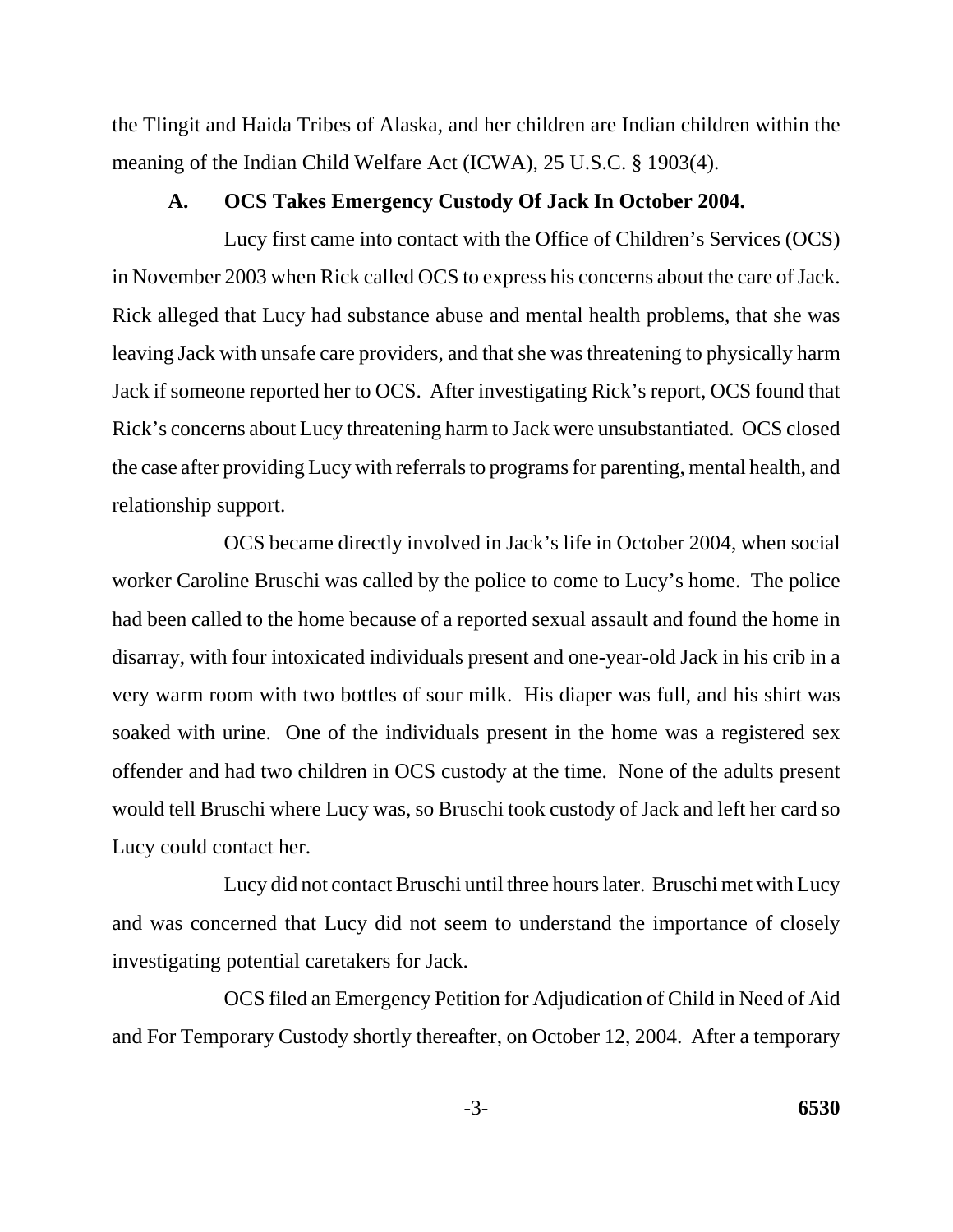the Tlingit and Haida Tribes of Alaska, and her children are Indian children within the meaning of the Indian Child Welfare Act (ICWA), 25 U.S.C. § 1903(4).

### A. OCS Takes Emergency Custody Of Jack In October 2004.

Lucy first came into contact with the Office of Children's Services (OCS) in November 2003 when Rick called OCS to express his concerns about the care of Jack. Rick alleged that Lucy had substance abuse and mental health problems, that she was leaving Jack with unsafe care providers, and that she was threatening to physically harm Jack if someone reported her to OCS. After investigating Rick's report, OCS found that Rick's concerns about Lucy threatening harm to Jack were unsubstantiated. OCS closed the case after providing Lucy with referrals to programs for parenting, mental health, and relationship support.

OCS became directly involved in Jack's life in October 2004, when social worker Caroline Bruschi was called by the police to come to Lucy's home. The police had been called to the home because of a reported sexual assault and found the home in disarray, with four intoxicated individuals present and one-year-old Jack in his crib in a very warm room with two bottles of sour milk. His diaper was full, and his shirt was soaked with urine. One of the individuals present in the home was a registered sex offender and had two children in OCS custody at the time. None of the adults present would tell Bruschi where Lucy was, so Bruschi took custody of Jack and left her card so Lucy could contact her.

Lucy did not contact Bruschi until three hours later. Bruschi met with Lucy and was concerned that Lucy did not seem to understand the importance of closely investigating potential caretakers for Jack.

OCS filed an Emergency Petition for Adjudication of Child in Need of Aid and For Temporary Custody shortly thereafter, on October 12, 2004. After a temporary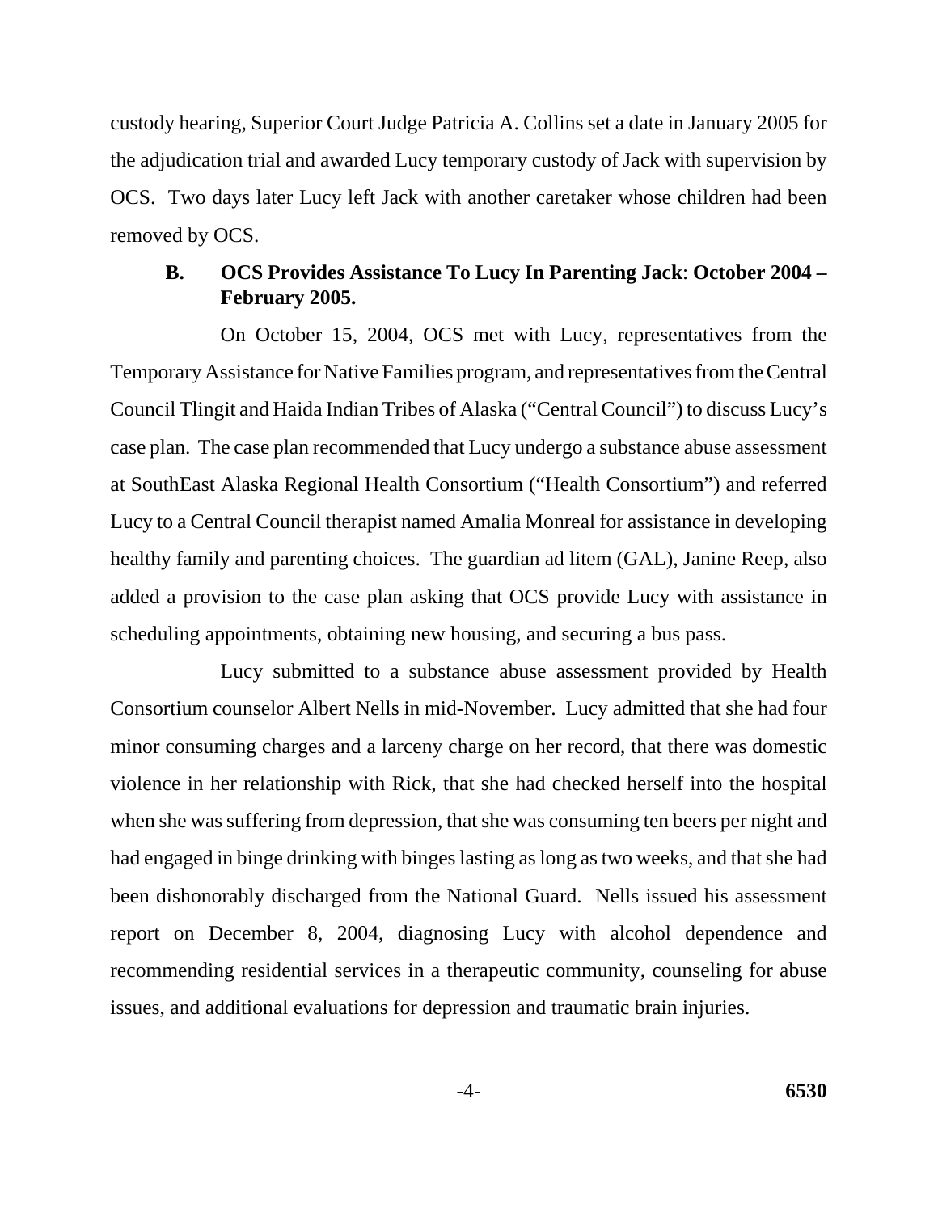custody hearing, Superior Court Judge Patricia A. Collins set a date in January 2005 for the adjudication trial and awarded Lucy temporary custody of Jack with supervision by OCS. Two days later Lucy left Jack with another caretaker whose children had been removed by OCS.

### B. OCS Provides Assistance To Lucy In Parenting Jack: October 2004 – February 2005.

On October 15, 2004, OCS met with Lucy, representatives from the Temporary Assistance for Native Families program, and representatives from the Central Council Tlingit and Haida Indian Tribes of Alaska ("Central Council") to discuss Lucy's case plan. The case plan recommended that Lucy undergo a substance abuse assessment at SouthEast Alaska Regional Health Consortium ("Health Consortium") and referred Lucy to a Central Council therapist named Amalia Monreal for assistance in developing healthy family and parenting choices. The guardian ad litem (GAL), Janine Reep, also added a provision to the case plan asking that OCS provide Lucy with assistance in scheduling appointments, obtaining new housing, and securing a bus pass.

Lucy submitted to a substance abuse assessment provided by Health Consortium counselor Albert Nells in mid-November. Lucy admitted that she had four minor consuming charges and a larceny charge on her record, that there was domestic violence in her relationship with Rick, that she had checked herself into the hospital when she was suffering from depression, that she was consuming ten beers per night and had engaged in binge drinking with binges lasting as long as two weeks, and that she had been dishonorably discharged from the National Guard. Nells issued his assessment report on December 8, 2004, diagnosing Lucy with alcohol dependence and recommending residential services in a therapeutic community, counseling for abuse issues, and additional evaluations for depression and traumatic brain injuries.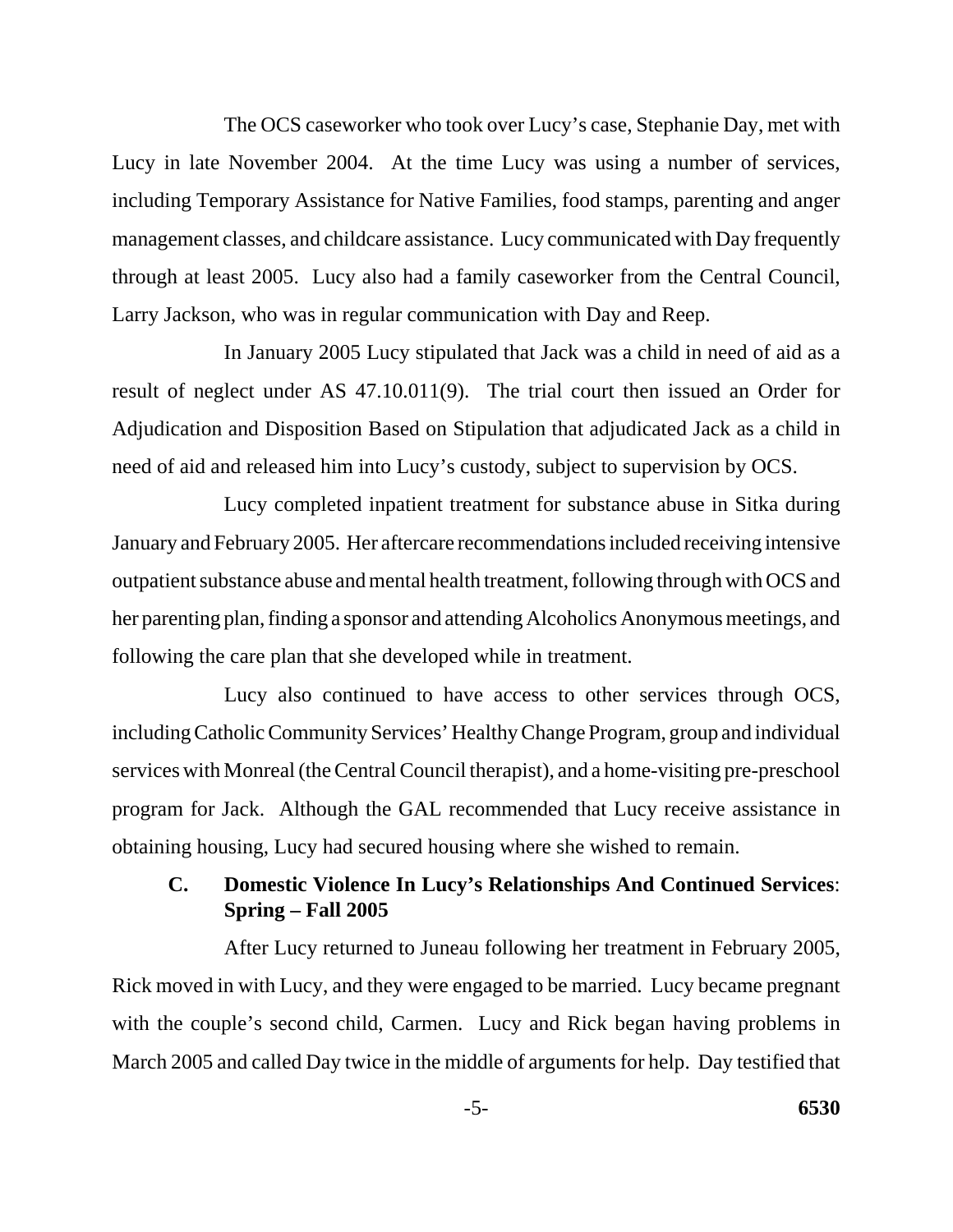The OCS caseworker who took over Lucy's case, Stephanie Day, met with Lucy in late November 2004. At the time Lucy was using a number of services, including Temporary Assistance for Native Families, food stamps, parenting and anger management classes, and childcare assistance. Lucy communicated with Day frequently through at least 2005. Lucy also had a family caseworker from the Central Council, Larry Jackson, who was in regular communication with Day and Reep.

In January 2005 Lucy stipulated that Jack was a child in need of aid as a result of neglect under AS 47.10.011(9). The trial court then issued an Order for Adjudication and Disposition Based on Stipulation that adjudicated Jack as a child in need of aid and released him into Lucy's custody, subject to supervision by OCS.

Lucy completed inpatient treatment for substance abuse in Sitka during January and February 2005. Her aftercare recommendations included receiving intensive outpatient substance abuse and mental health treatment, following through with OCS and her parenting plan, finding a sponsor and attending Alcoholics Anonymous meetings, and following the care plan that she developed while in treatment.

Lucy also continued to have access to other services through OCS, including Catholic Community Services' Healthy Change Program, group and individual services with Monreal (the Central Council therapist), and a home-visiting pre-preschool program for Jack. Although the GAL recommended that Lucy receive assistance in obtaining housing, Lucy had secured housing where she wished to remain.

### C. Domestic Violence In Lucy's Relationships And Continued Services: Spring – Fall 2005

After Lucy returned to Juneau following her treatment in February 2005, Rick moved in with Lucy, and they were engaged to be married. Lucy became pregnant with the couple's second child, Carmen. Lucy and Rick began having problems in March 2005 and called Day twice in the middle of arguments for help. Day testified that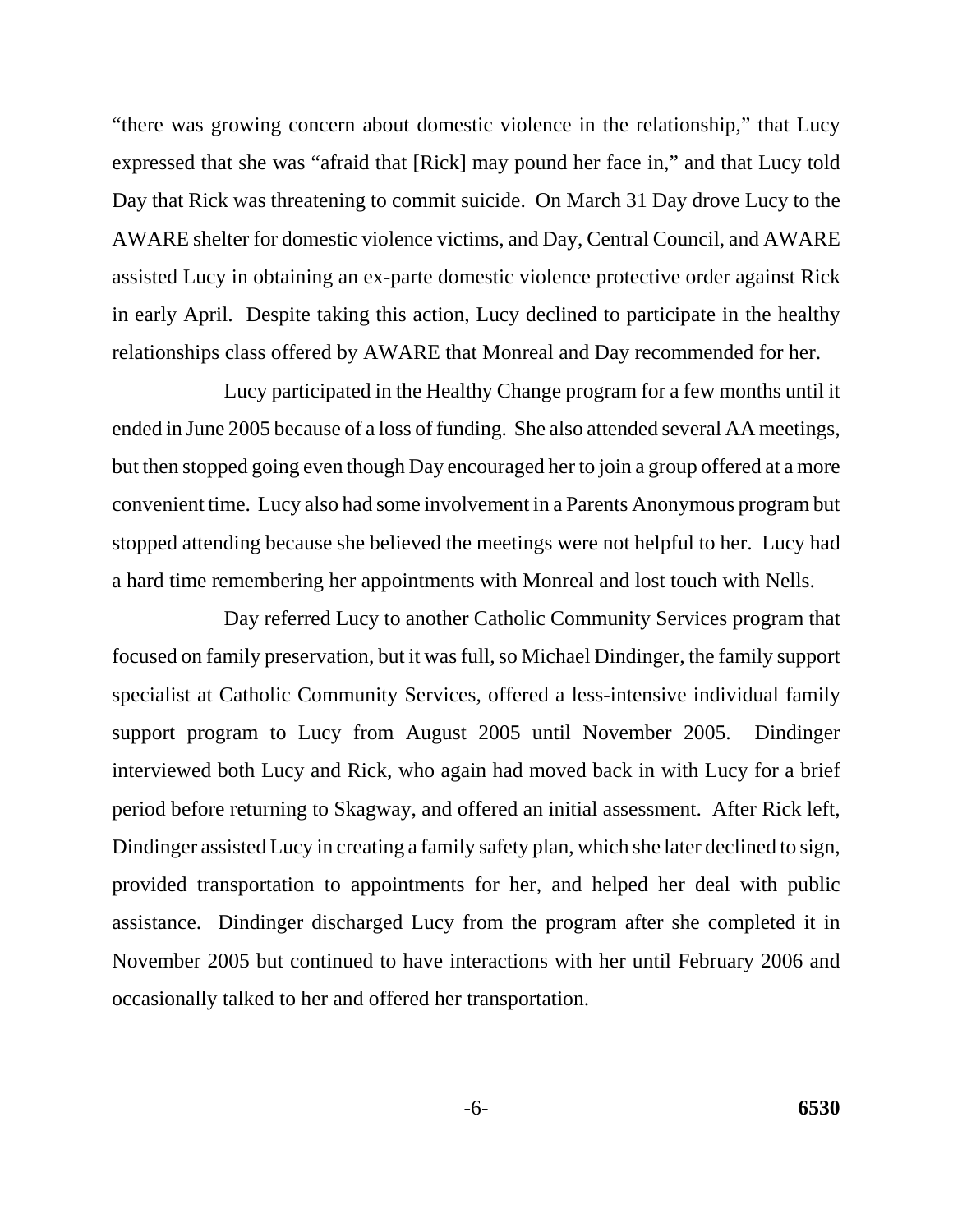"there was growing concern about domestic violence in the relationship," that Lucy expressed that she was "afraid that [Rick] may pound her face in," and that Lucy told Day that Rick was threatening to commit suicide. On March 31 Day drove Lucy to the AWARE shelter for domestic violence victims, and Day, Central Council, and AWARE assisted Lucy in obtaining an ex-parte domestic violence protective order against Rick in early April. Despite taking this action, Lucy declined to participate in the healthy relationships class offered by AWARE that Monreal and Day recommended for her.

Lucy participated in the Healthy Change program for a few months until it ended in June 2005 because of a loss of funding. She also attended several AA meetings, but then stopped going even though Day encouraged her to join a group offered at a more convenient time. Lucy also had some involvement in a Parents Anonymous program but stopped attending because she believed the meetings were not helpful to her. Lucy had a hard time remembering her appointments with Monreal and lost touch with Nells.

Day referred Lucy to another Catholic Community Services program that focused on family preservation, but it was full, so Michael Dindinger, the family support specialist at Catholic Community Services, offered a less-intensive individual family support program to Lucy from August 2005 until November 2005. Dindinger interviewed both Lucy and Rick, who again had moved back in with Lucy for a brief period before returning to Skagway, and offered an initial assessment. After Rick left, Dindinger assisted Lucy in creating a family safety plan, which she later declined to sign, provided transportation to appointments for her, and helped her deal with public assistance. Dindinger discharged Lucy from the program after she completed it in November 2005 but continued to have interactions with her until February 2006 and occasionally talked to her and offered her transportation.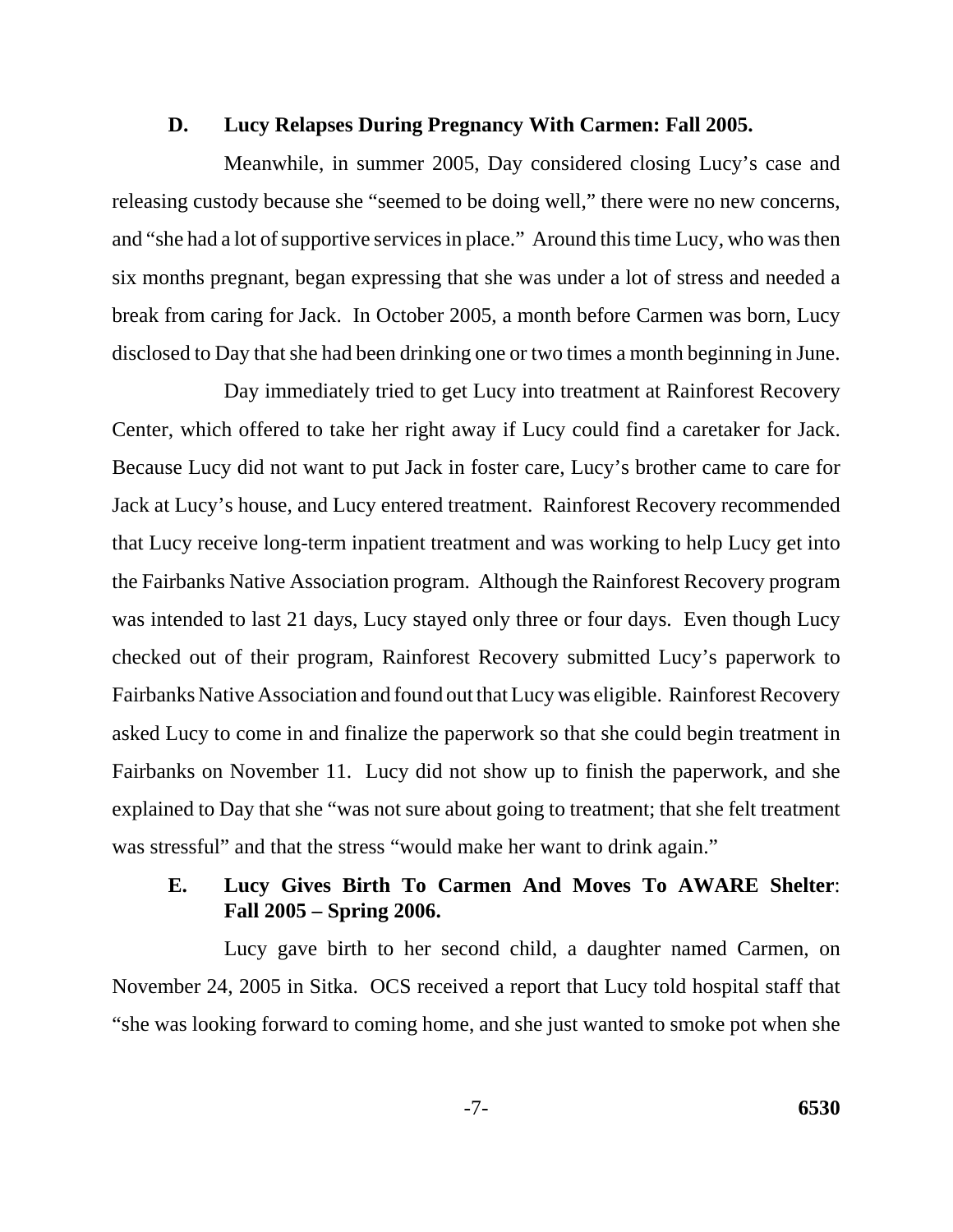### D. Lucy Relapses During Pregnancy With Carmen: Fall 2005.

Meanwhile, in summer 2005, Day considered closing Lucy's case and releasing custody because she "seemed to be doing well," there were no new concerns, and "she had a lot of supportive services in place." Around this time Lucy, who was then six months pregnant, began expressing that she was under a lot of stress and needed a break from caring for Jack. In October 2005, a month before Carmen was born, Lucy disclosed to Day that she had been drinking one or two times a month beginning in June.

Day immediately tried to get Lucy into treatment at Rainforest Recovery Center, which offered to take her right away if Lucy could find a caretaker for Jack. Because Lucy did not want to put Jack in foster care, Lucy's brother came to care for Jack at Lucy's house, and Lucy entered treatment. Rainforest Recovery recommended that Lucy receive long-term inpatient treatment and was working to help Lucy get into the Fairbanks Native Association program. Although the Rainforest Recovery program was intended to last 21 days, Lucy stayed only three or four days. Even though Lucy checked out of their program, Rainforest Recovery submitted Lucy's paperwork to Fairbanks Native Association and found out that Lucy was eligible. Rainforest Recovery asked Lucy to come in and finalize the paperwork so that she could begin treatment in Fairbanks on November 11. Lucy did not show up to finish the paperwork, and she explained to Day that she "was not sure about going to treatment; that she felt treatment was stressful" and that the stress "would make her want to drink again."

### E. Lucy Gives Birth To Carmen And Moves To AWARE Shelter: Fall 2005 – Spring 2006.

Lucy gave birth to her second child, a daughter named Carmen, on November 24, 2005 in Sitka. OCS received a report that Lucy told hospital staff that "she was looking forward to coming home, and she just wanted to smoke pot when she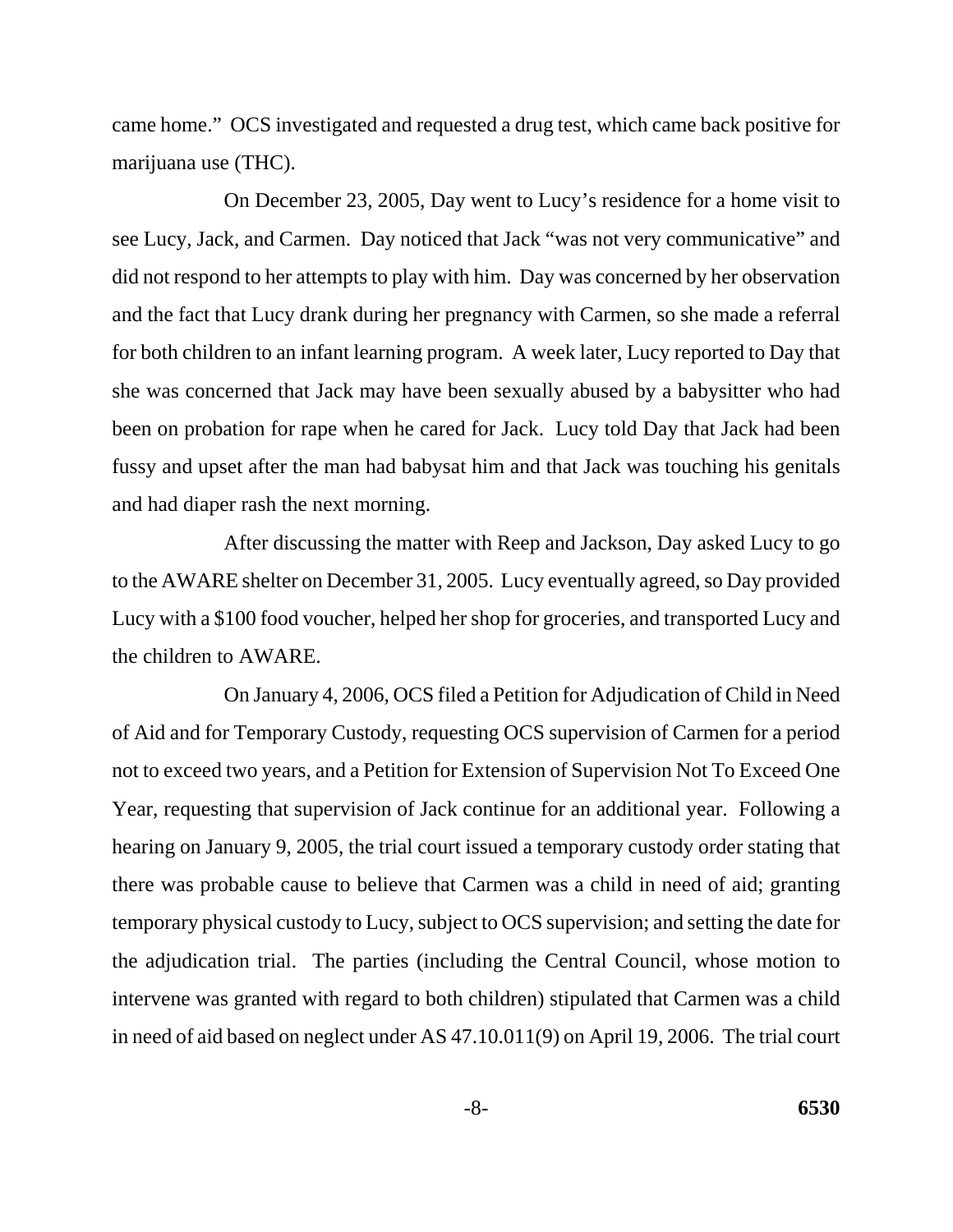came home." OCS investigated and requested a drug test, which came back positive for marijuana use (THC).

On December 23, 2005, Day went to Lucy's residence for a home visit to see Lucy, Jack, and Carmen. Day noticed that Jack "was not very communicative" and did not respond to her attempts to play with him. Day was concerned by her observation and the fact that Lucy drank during her pregnancy with Carmen, so she made a referral for both children to an infant learning program. A week later, Lucy reported to Day that she was concerned that Jack may have been sexually abused by a babysitter who had been on probation for rape when he cared for Jack. Lucy told Day that Jack had been fussy and upset after the man had babysat him and that Jack was touching his genitals and had diaper rash the next morning.

After discussing the matter with Reep and Jackson, Day asked Lucy to go to the AWARE shelter on December 31, 2005. Lucy eventually agreed, so Day provided Lucy with a $100 food voucher, helped her shop for groceries, and transported Lucy and the children to AWARE.

On January 4, 2006, OCS filed a Petition for Adjudication of Child in Need of Aid and for Temporary Custody, requesting OCS supervision of Carmen for a period not to exceed two years, and a Petition for Extension of Supervision Not To Exceed One Year, requesting that supervision of Jack continue for an additional year. Following a hearing on January 9, 2005, the trial court issued a temporary custody order stating that there was probable cause to believe that Carmen was a child in need of aid; granting temporary physical custody to Lucy, subject to OCS supervision; and setting the date for the adjudication trial. The parties (including the Central Council, whose motion to intervene was granted with regard to both children) stipulated that Carmen was a child in need of aid based on neglect under AS 47.10.011(9) on April 19, 2006. The trial court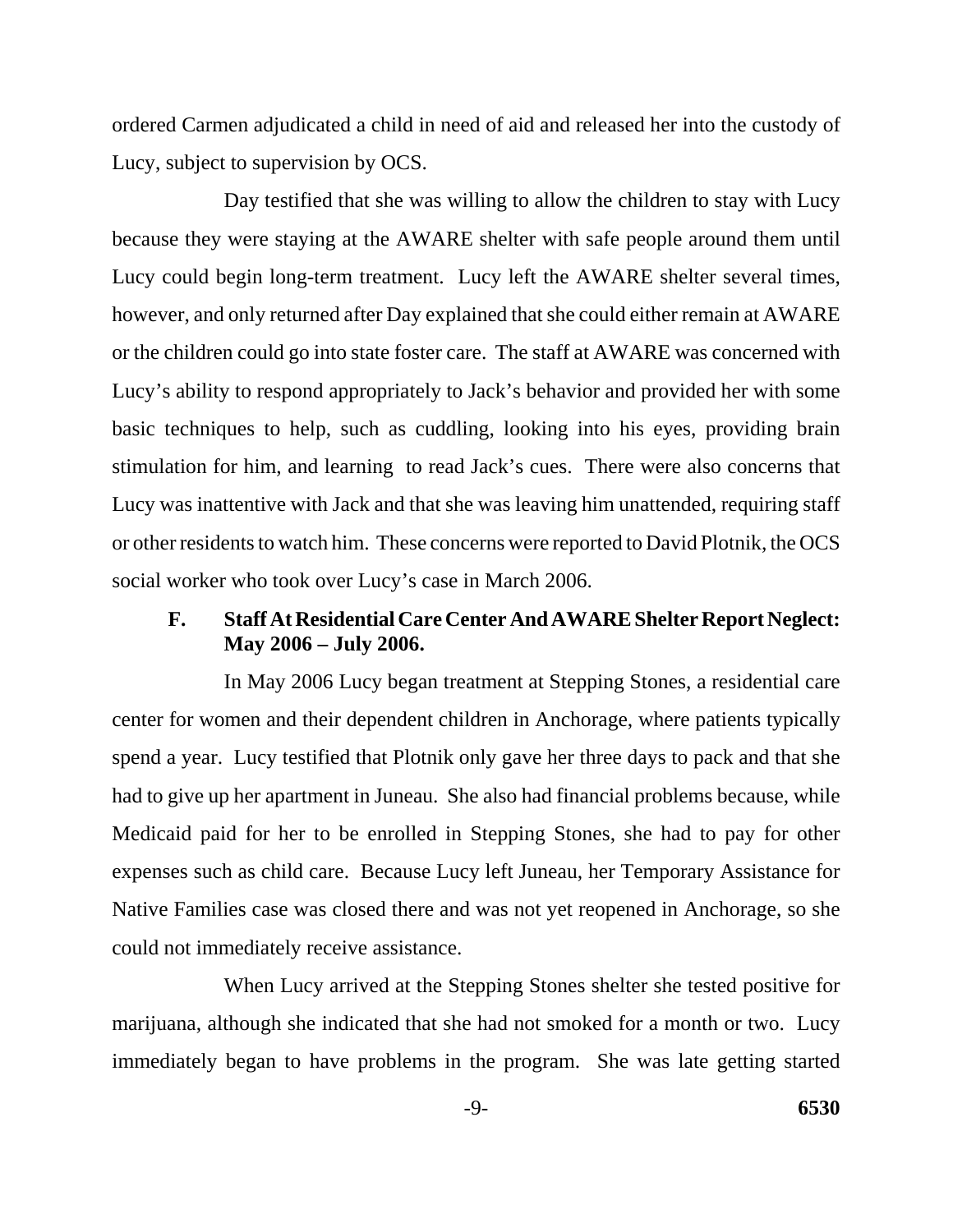ordered Carmen adjudicated a child in need of aid and released her into the custody of Lucy, subject to supervision by OCS.

Day testified that she was willing to allow the children to stay with Lucy because they were staying at the AWARE shelter with safe people around them until Lucy could begin long-term treatment. Lucy left the AWARE shelter several times, however, and only returned after Day explained that she could either remain at AWARE or the children could go into state foster care. The staff at AWARE was concerned with Lucy's ability to respond appropriately to Jack's behavior and provided her with some basic techniques to help, such as cuddling, looking into his eyes, providing brain stimulation for him, and learning to read Jack's cues. There were also concerns that Lucy was inattentive with Jack and that she was leaving him unattended, requiring staff or other residents to watch him. These concerns were reported to David Plotnik, the OCS social worker who took over Lucy's case in March 2006.

### F. Staff At Residential Care Center And AWARE Shelter Report Neglect: May 2006 – July 2006.

In May 2006 Lucy began treatment at Stepping Stones, a residential care center for women and their dependent children in Anchorage, where patients typically spend a year. Lucy testified that Plotnik only gave her three days to pack and that she had to give up her apartment in Juneau. She also had financial problems because, while Medicaid paid for her to be enrolled in Stepping Stones, she had to pay for other expenses such as child care. Because Lucy left Juneau, her Temporary Assistance for Native Families case was closed there and was not yet reopened in Anchorage, so she could not immediately receive assistance.

When Lucy arrived at the Stepping Stones shelter she tested positive for marijuana, although she indicated that she had not smoked for a month or two. Lucy immediately began to have problems in the program. She was late getting started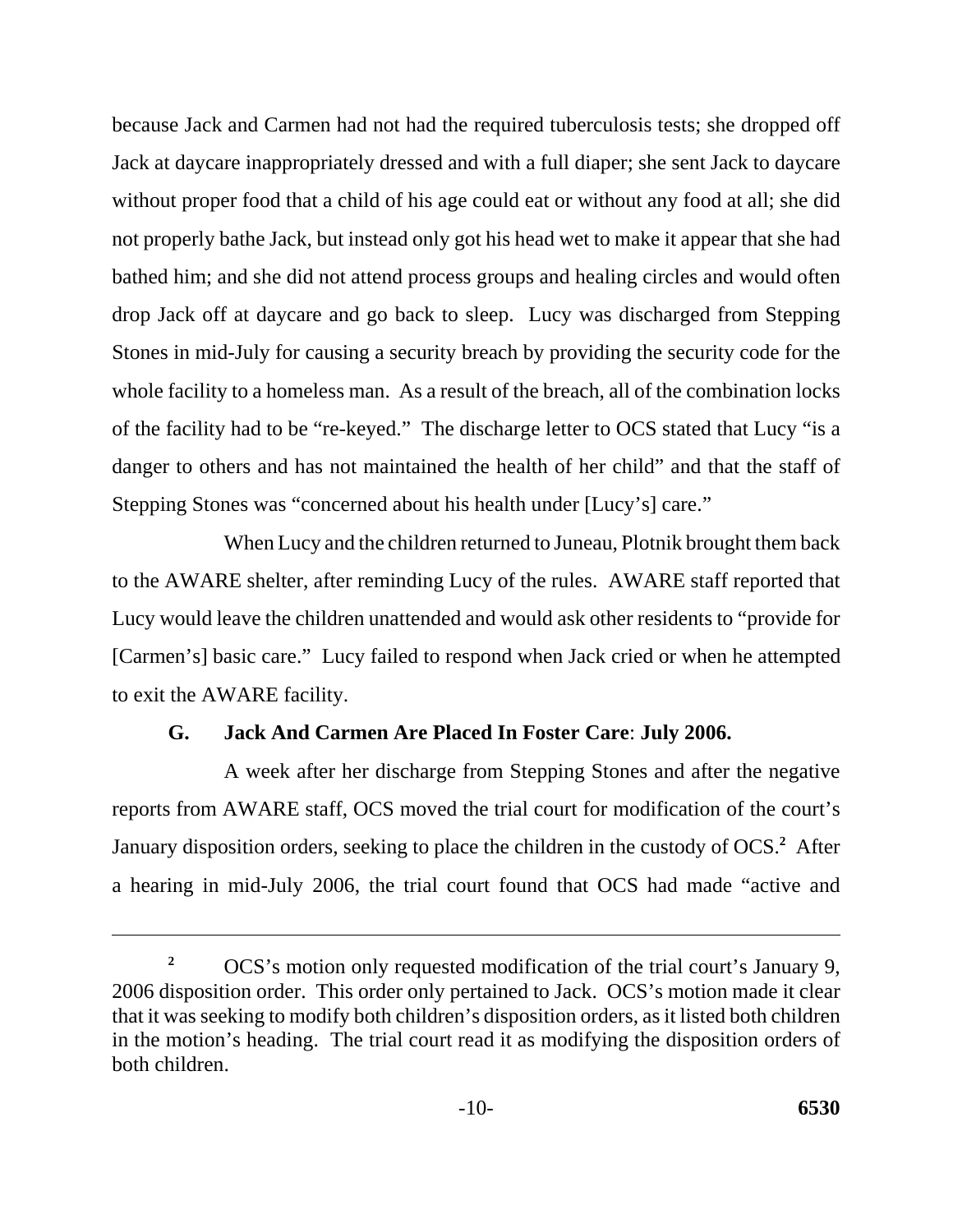because Jack and Carmen had not had the required tuberculosis tests; she dropped off Jack at daycare inappropriately dressed and with a full diaper; she sent Jack to daycare without proper food that a child of his age could eat or without any food at all; she did not properly bathe Jack, but instead only got his head wet to make it appear that she had bathed him; and she did not attend process groups and healing circles and would often drop Jack off at daycare and go back to sleep. Lucy was discharged from Stepping Stones in mid-July for causing a security breach by providing the security code for the whole facility to a homeless man. As a result of the breach, all of the combination locks of the facility had to be "re-keyed." The discharge letter to OCS stated that Lucy "is a danger to others and has not maintained the health of her child" and that the staff of Stepping Stones was "concerned about his health under [Lucy's] care."

When Lucy and the children returned to Juneau, Plotnik brought them back to the AWARE shelter, after reminding Lucy of the rules. AWARE staff reported that Lucy would leave the children unattended and would ask other residents to "provide for [Carmen's] basic care." Lucy failed to respond when Jack cried or when he attempted to exit the AWARE facility.

### G. Jack And Carmen Are Placed In Foster Care: July 2006.

A week after her discharge from Stepping Stones and after the negative reports from AWARE staff, OCS moved the trial court for modification of the court's January disposition orders, seeking to place the children in the custody of OCS.[2] After a hearing in mid-July 2006, the trial court found that OCS had made "active and

---

[2] OCS's motion only requested modification of the trial court's January 9, 2006 disposition order. This order only pertained to Jack. OCS's motion made it clear that it was seeking to modify both children's disposition orders, as it listed both children in the motion's heading. The trial court read it as modifying the disposition orders of both children.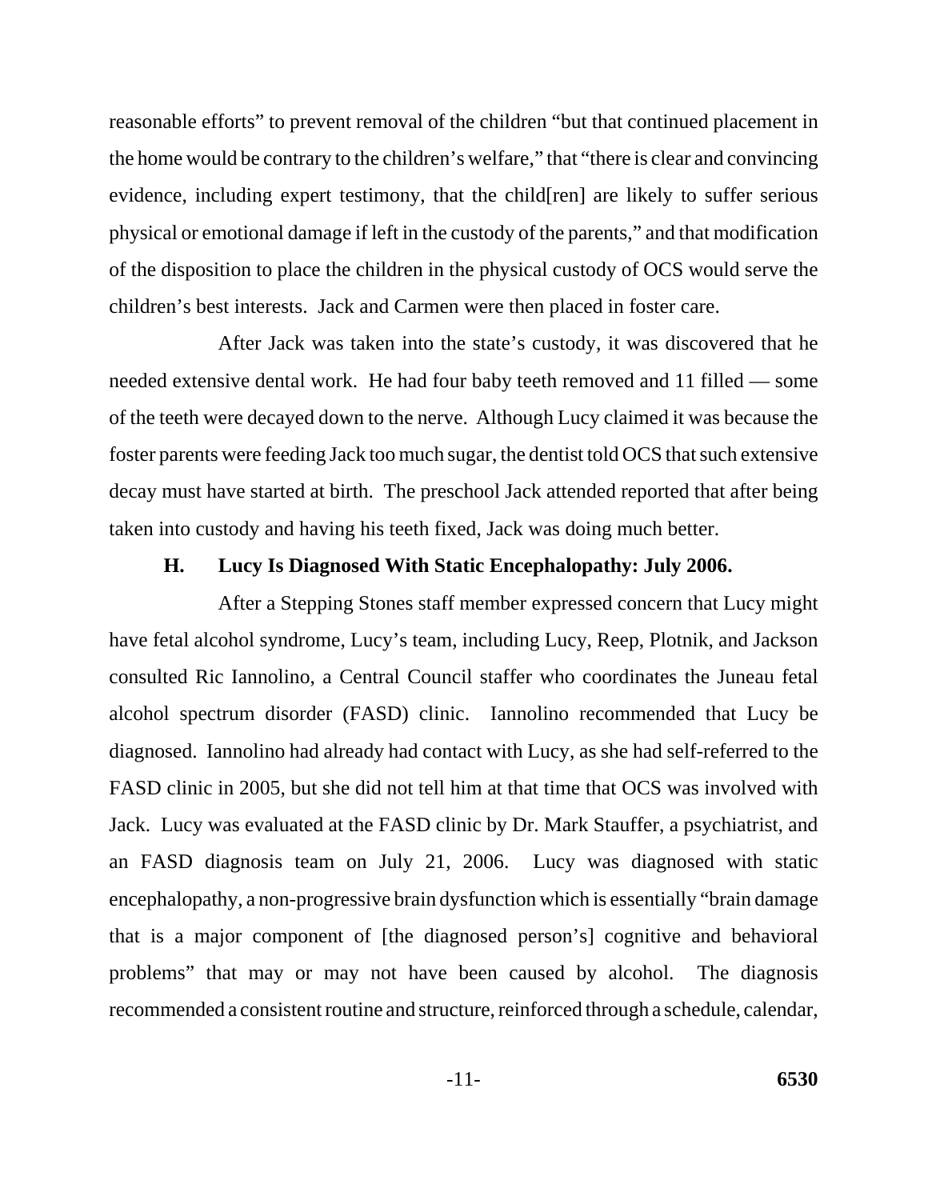reasonable efforts" to prevent removal of the children "but that continued placement in the home would be contrary to the children's welfare," that "there is clear and convincing evidence, including expert testimony, that the child[ren] are likely to suffer serious physical or emotional damage if left in the custody of the parents," and that modification of the disposition to place the children in the physical custody of OCS would serve the children's best interests. Jack and Carmen were then placed in foster care.

After Jack was taken into the state's custody, it was discovered that he needed extensive dental work. He had four baby teeth removed and 11 filled — some of the teeth were decayed down to the nerve. Although Lucy claimed it was because the foster parents were feeding Jack too much sugar, the dentist told OCS that such extensive decay must have started at birth. The preschool Jack attended reported that after being taken into custody and having his teeth fixed, Jack was doing much better.

### H. Lucy Is Diagnosed With Static Encephalopathy: July 2006.

After a Stepping Stones staff member expressed concern that Lucy might have fetal alcohol syndrome, Lucy's team, including Lucy, Reep, Plotnik, and Jackson consulted Ric Iannolino, a Central Council staffer who coordinates the Juneau fetal alcohol spectrum disorder (FASD) clinic. Iannolino recommended that Lucy be diagnosed. Iannolino had already had contact with Lucy, as she had self-referred to the FASD clinic in 2005, but she did not tell him at that time that OCS was involved with Jack. Lucy was evaluated at the FASD clinic by Dr. Mark Stauffer, a psychiatrist, and an FASD diagnosis team on July 21, 2006. Lucy was diagnosed with static encephalopathy, a non-progressive brain dysfunction which is essentially "brain damage that is a major component of [the diagnosed person's] cognitive and behavioral problems" that may or may not have been caused by alcohol. The diagnosis recommended a consistent routine and structure, reinforced through a schedule, calendar,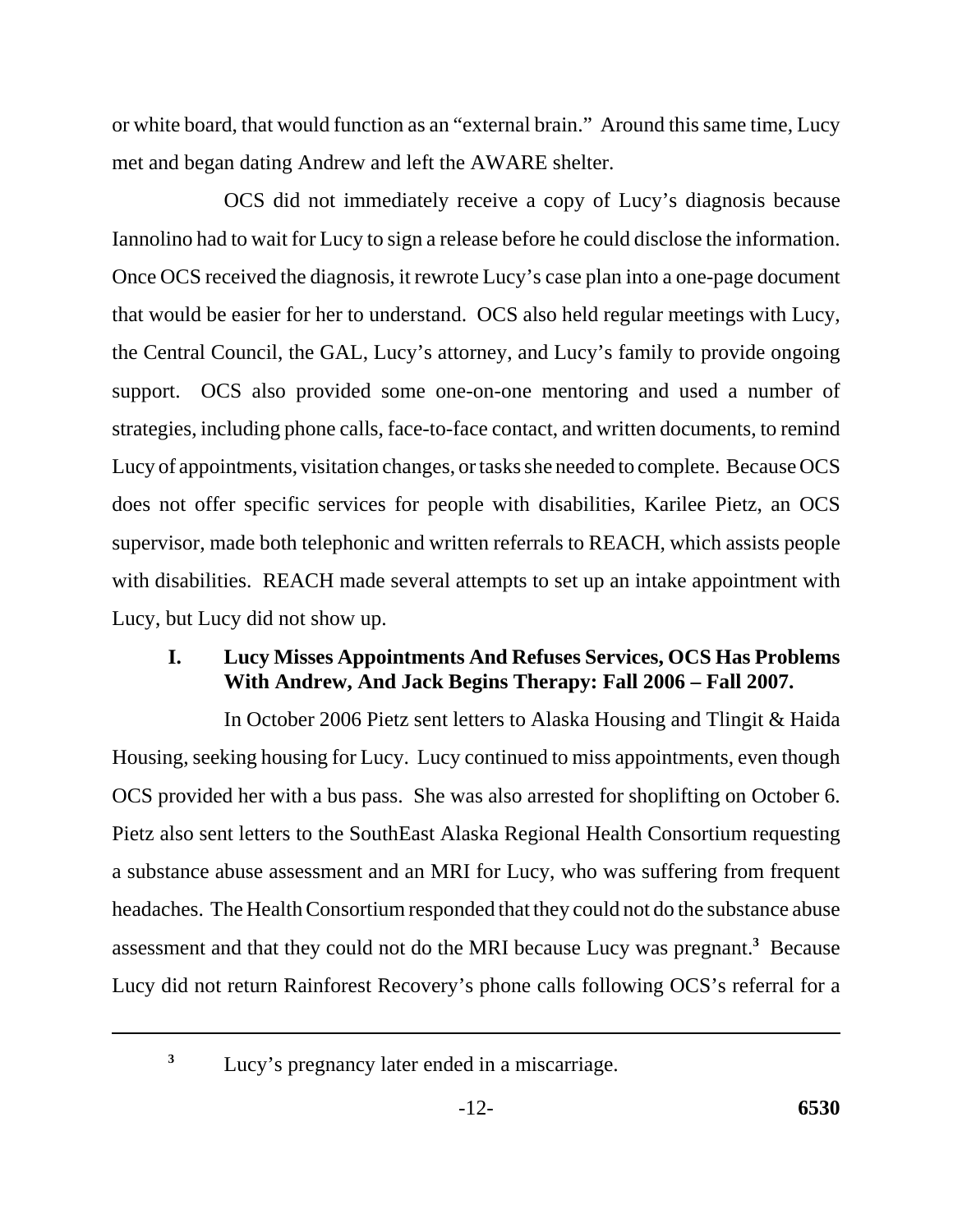or white board, that would function as an "external brain." Around this same time, Lucy met and began dating Andrew and left the AWARE shelter.

OCS did not immediately receive a copy of Lucy's diagnosis because Iannolino had to wait for Lucy to sign a release before he could disclose the information. Once OCS received the diagnosis, it rewrote Lucy's case plan into a one-page document that would be easier for her to understand. OCS also held regular meetings with Lucy, the Central Council, the GAL, Lucy's attorney, and Lucy's family to provide ongoing support. OCS also provided some one-on-one mentoring and used a number of strategies, including phone calls, face-to-face contact, and written documents, to remind Lucy of appointments, visitation changes, or tasks she needed to complete. Because OCS does not offer specific services for people with disabilities, Karilee Pietz, an OCS supervisor, made both telephonic and written referrals to REACH, which assists people with disabilities. REACH made several attempts to set up an intake appointment with Lucy, but Lucy did not show up.

### I. Lucy Misses Appointments And Refuses Services, OCS Has Problems With Andrew, And Jack Begins Therapy: Fall 2006 – Fall 2007.

In October 2006 Pietz sent letters to Alaska Housing and Tlingit & Haida Housing, seeking housing for Lucy. Lucy continued to miss appointments, even though OCS provided her with a bus pass. She was also arrested for shoplifting on October 6. Pietz also sent letters to the SouthEast Alaska Regional Health Consortium requesting a substance abuse assessment and an MRI for Lucy, who was suffering from frequent headaches. The Health Consortium responded that they could not do the substance abuse assessment and that they could not do the MRI because Lucy was pregnant.[3] Because Lucy did not return Rainforest Recovery's phone calls following OCS's referral for a

---

[3] Lucy's pregnancy later ended in a miscarriage.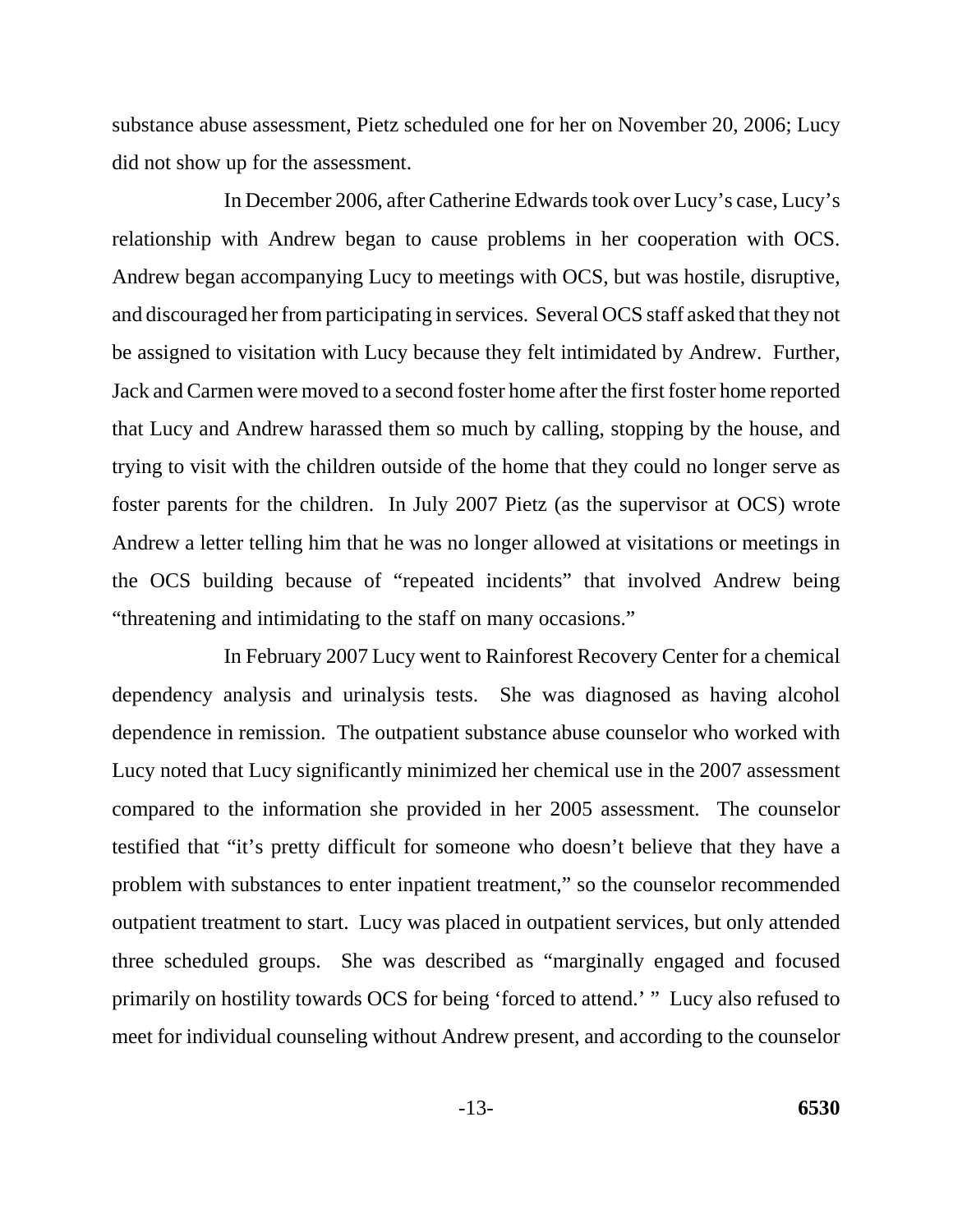substance abuse assessment, Pietz scheduled one for her on November 20, 2006; Lucy did not show up for the assessment.

In December 2006, after Catherine Edwards took over Lucy's case, Lucy's relationship with Andrew began to cause problems in her cooperation with OCS. Andrew began accompanying Lucy to meetings with OCS, but was hostile, disruptive, and discouraged her from participating in services. Several OCS staff asked that they not be assigned to visitation with Lucy because they felt intimidated by Andrew. Further, Jack and Carmen were moved to a second foster home after the first foster home reported that Lucy and Andrew harassed them so much by calling, stopping by the house, and trying to visit with the children outside of the home that they could no longer serve as foster parents for the children. In July 2007 Pietz (as the supervisor at OCS) wrote Andrew a letter telling him that he was no longer allowed at visitations or meetings in the OCS building because of "repeated incidents" that involved Andrew being "threatening and intimidating to the staff on many occasions."

In February 2007 Lucy went to Rainforest Recovery Center for a chemical dependency analysis and urinalysis tests. She was diagnosed as having alcohol dependence in remission. The outpatient substance abuse counselor who worked with Lucy noted that Lucy significantly minimized her chemical use in the 2007 assessment compared to the information she provided in her 2005 assessment. The counselor testified that "it's pretty difficult for someone who doesn't believe that they have a problem with substances to enter inpatient treatment," so the counselor recommended outpatient treatment to start. Lucy was placed in outpatient services, but only attended three scheduled groups. She was described as "marginally engaged and focused primarily on hostility towards OCS for being 'forced to attend.' " Lucy also refused to meet for individual counseling without Andrew present, and according to the counselor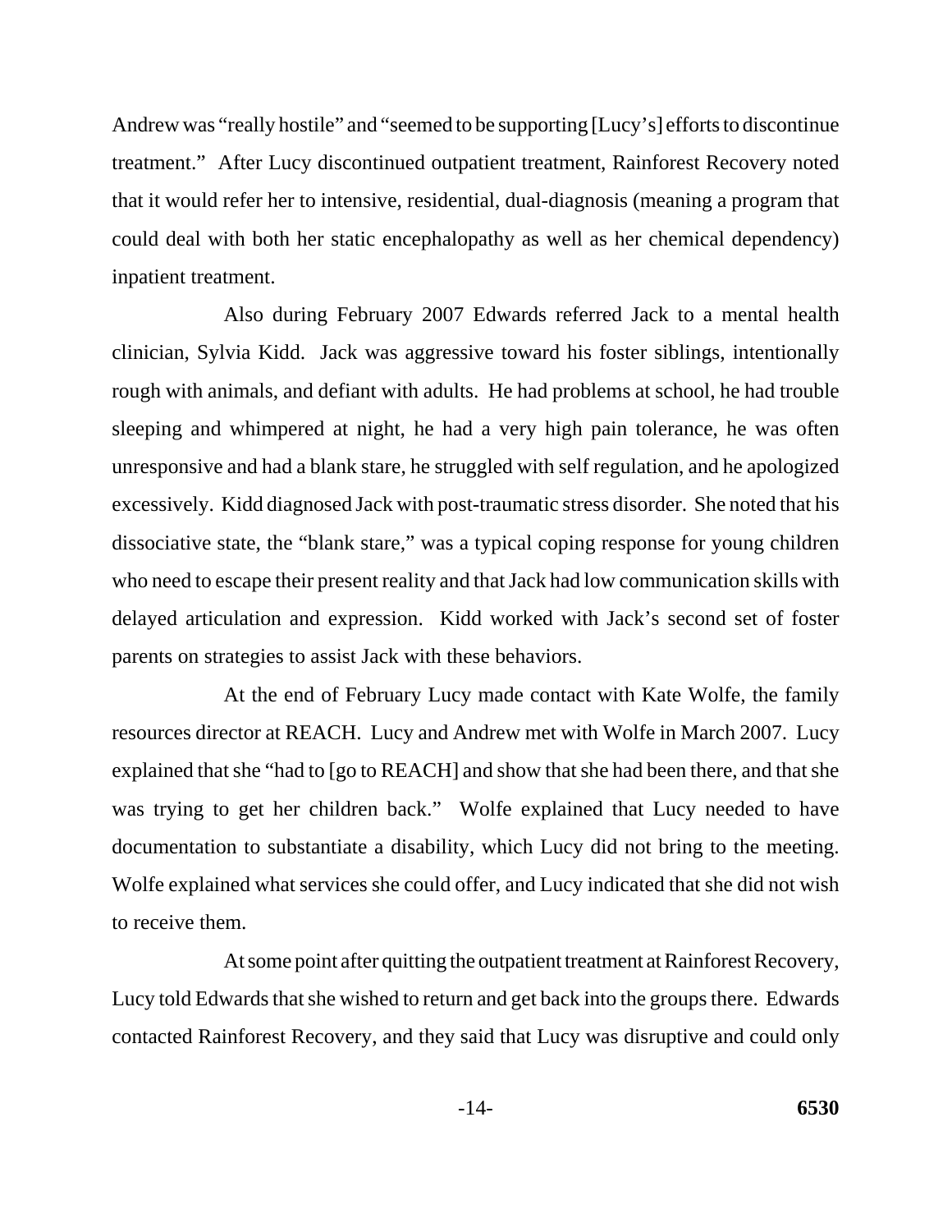Andrew was "really hostile" and "seemed to be supporting [Lucy's] efforts to discontinue treatment." After Lucy discontinued outpatient treatment, Rainforest Recovery noted that it would refer her to intensive, residential, dual-diagnosis (meaning a program that could deal with both her static encephalopathy as well as her chemical dependency) inpatient treatment.

Also during February 2007 Edwards referred Jack to a mental health clinician, Sylvia Kidd. Jack was aggressive toward his foster siblings, intentionally rough with animals, and defiant with adults. He had problems at school, he had trouble sleeping and whimpered at night, he had a very high pain tolerance, he was often unresponsive and had a blank stare, he struggled with self regulation, and he apologized excessively. Kidd diagnosed Jack with post-traumatic stress disorder. She noted that his dissociative state, the "blank stare," was a typical coping response for young children who need to escape their present reality and that Jack had low communication skills with delayed articulation and expression. Kidd worked with Jack's second set of foster parents on strategies to assist Jack with these behaviors.

At the end of February Lucy made contact with Kate Wolfe, the family resources director at REACH. Lucy and Andrew met with Wolfe in March 2007. Lucy explained that she "had to [go to REACH] and show that she had been there, and that she was trying to get her children back." Wolfe explained that Lucy needed to have documentation to substantiate a disability, which Lucy did not bring to the meeting. Wolfe explained what services she could offer, and Lucy indicated that she did not wish to receive them.

At some point after quitting the outpatient treatment at Rainforest Recovery, Lucy told Edwards that she wished to return and get back into the groups there. Edwards contacted Rainforest Recovery, and they said that Lucy was disruptive and could only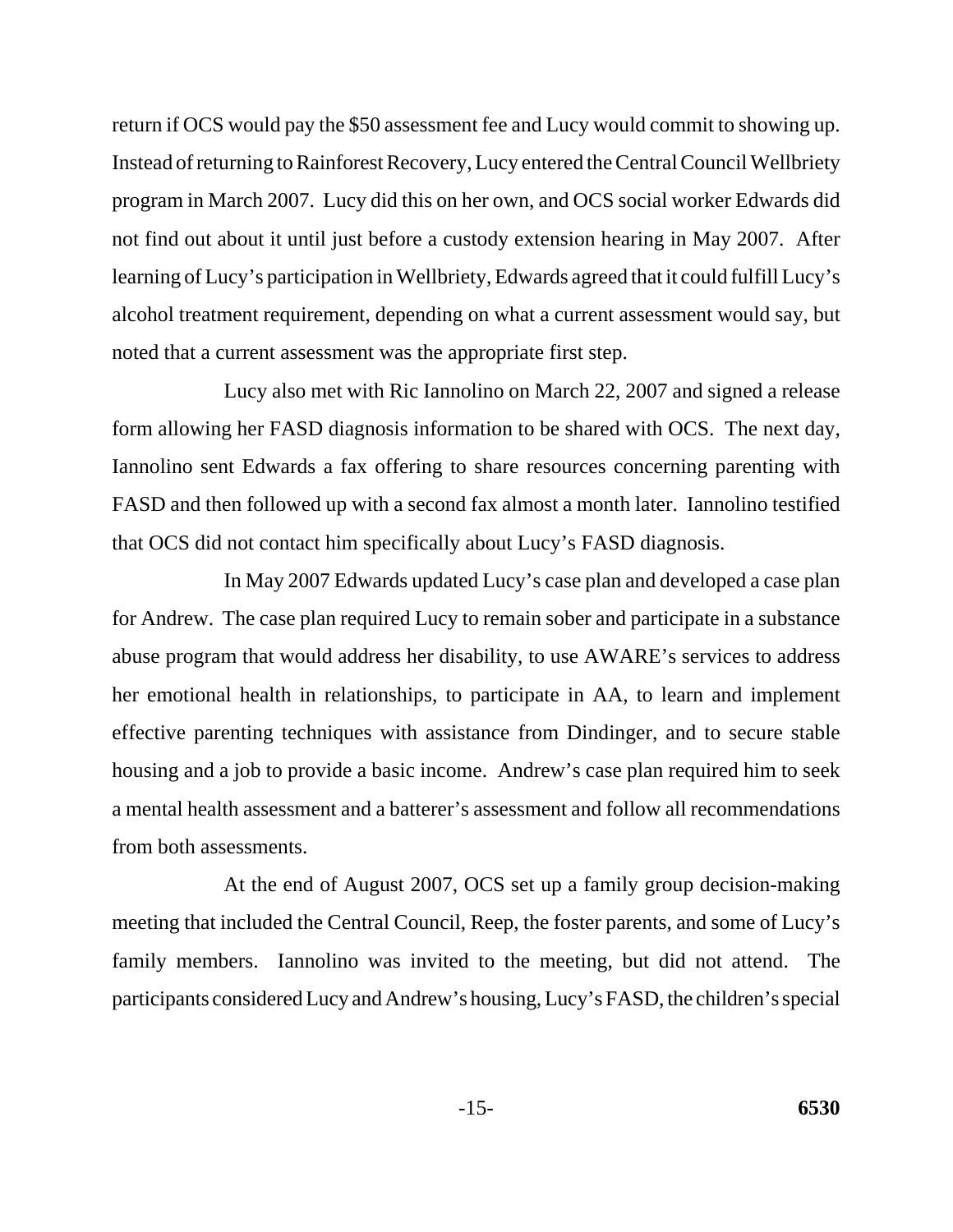return if OCS would pay the $50 assessment fee and Lucy would commit to showing up. Instead of returning to Rainforest Recovery, Lucy entered the Central Council Wellbriety program in March 2007. Lucy did this on her own, and OCS social worker Edwards did not find out about it until just before a custody extension hearing in May 2007. After learning of Lucy's participation in Wellbriety, Edwards agreed that it could fulfill Lucy's alcohol treatment requirement, depending on what a current assessment would say, but noted that a current assessment was the appropriate first step.

Lucy also met with Ric Iannolino on March 22, 2007 and signed a release form allowing her FASD diagnosis information to be shared with OCS. The next day, Iannolino sent Edwards a fax offering to share resources concerning parenting with FASD and then followed up with a second fax almost a month later. Iannolino testified that OCS did not contact him specifically about Lucy's FASD diagnosis.

In May 2007 Edwards updated Lucy's case plan and developed a case plan for Andrew. The case plan required Lucy to remain sober and participate in a substance abuse program that would address her disability, to use AWARE's services to address her emotional health in relationships, to participate in AA, to learn and implement effective parenting techniques with assistance from Dindinger, and to secure stable housing and a job to provide a basic income. Andrew's case plan required him to seek a mental health assessment and a batterer's assessment and follow all recommendations from both assessments.

At the end of August 2007, OCS set up a family group decision-making meeting that included the Central Council, Reep, the foster parents, and some of Lucy's family members. Iannolino was invited to the meeting, but did not attend. The participants considered Lucy and Andrew's housing, Lucy's FASD, the children's special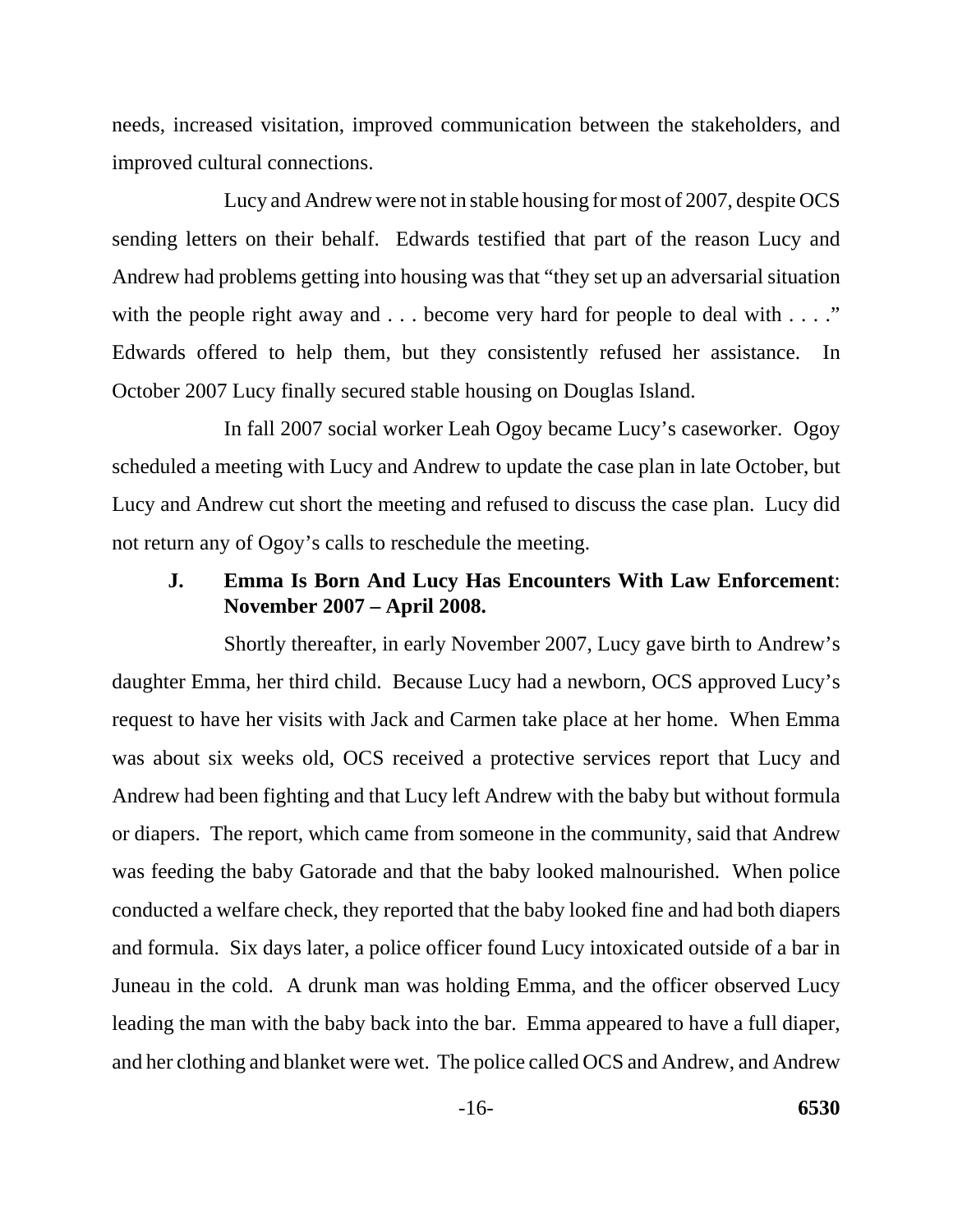needs, increased visitation, improved communication between the stakeholders, and improved cultural connections.

Lucy and Andrew were not in stable housing for most of 2007, despite OCS sending letters on their behalf. Edwards testified that part of the reason Lucy and Andrew had problems getting into housing was that "they set up an adversarial situation with the people right away and . . . become very hard for people to deal with . . . ." Edwards offered to help them, but they consistently refused her assistance. In October 2007 Lucy finally secured stable housing on Douglas Island.

In fall 2007 social worker Leah Ogoy became Lucy's caseworker. Ogoy scheduled a meeting with Lucy and Andrew to update the case plan in late October, but Lucy and Andrew cut short the meeting and refused to discuss the case plan. Lucy did not return any of Ogoy's calls to reschedule the meeting.

### J. Emma Is Born And Lucy Has Encounters With Law Enforcement: November 2007 – April 2008.

Shortly thereafter, in early November 2007, Lucy gave birth to Andrew's daughter Emma, her third child. Because Lucy had a newborn, OCS approved Lucy's request to have her visits with Jack and Carmen take place at her home. When Emma was about six weeks old, OCS received a protective services report that Lucy and Andrew had been fighting and that Lucy left Andrew with the baby but without formula or diapers. The report, which came from someone in the community, said that Andrew was feeding the baby Gatorade and that the baby looked malnourished. When police conducted a welfare check, they reported that the baby looked fine and had both diapers and formula. Six days later, a police officer found Lucy intoxicated outside of a bar in Juneau in the cold. A drunk man was holding Emma, and the officer observed Lucy leading the man with the baby back into the bar. Emma appeared to have a full diaper, and her clothing and blanket were wet. The police called OCS and Andrew, and Andrew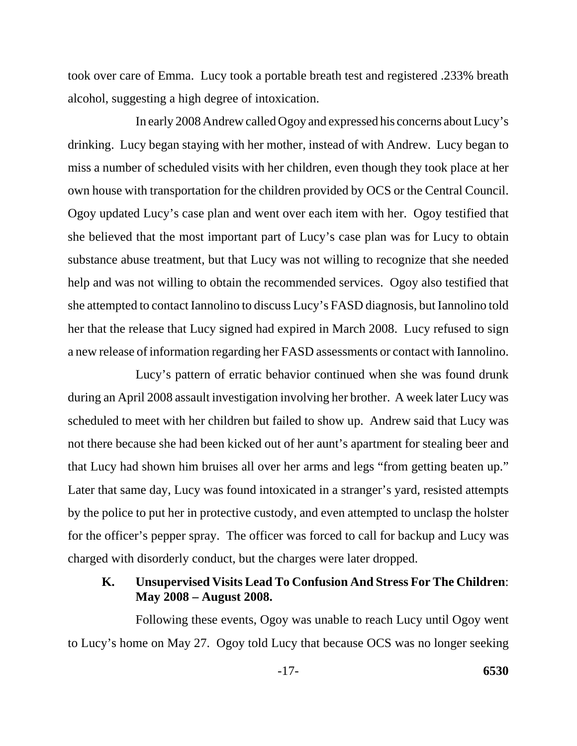took over care of Emma. Lucy took a portable breath test and registered .233% breath alcohol, suggesting a high degree of intoxication.

In early 2008 Andrew called Ogoy and expressed his concerns about Lucy's drinking. Lucy began staying with her mother, instead of with Andrew. Lucy began to miss a number of scheduled visits with her children, even though they took place at her own house with transportation for the children provided by OCS or the Central Council. Ogoy updated Lucy's case plan and went over each item with her. Ogoy testified that she believed that the most important part of Lucy's case plan was for Lucy to obtain substance abuse treatment, but that Lucy was not willing to recognize that she needed help and was not willing to obtain the recommended services. Ogoy also testified that she attempted to contact Iannolino to discuss Lucy's FASD diagnosis, but Iannolino told her that the release that Lucy signed had expired in March 2008. Lucy refused to sign a new release of information regarding her FASD assessments or contact with Iannolino.

Lucy's pattern of erratic behavior continued when she was found drunk during an April 2008 assault investigation involving her brother. A week later Lucy was scheduled to meet with her children but failed to show up. Andrew said that Lucy was not there because she had been kicked out of her aunt's apartment for stealing beer and that Lucy had shown him bruises all over her arms and legs "from getting beaten up." Later that same day, Lucy was found intoxicated in a stranger's yard, resisted attempts by the police to put her in protective custody, and even attempted to unclasp the holster for the officer's pepper spray. The officer was forced to call for backup and Lucy was charged with disorderly conduct, but the charges were later dropped.

### K. Unsupervised Visits Lead To Confusion And Stress For The Children: May 2008 – August 2008.

Following these events, Ogoy was unable to reach Lucy until Ogoy went to Lucy's home on May 27. Ogoy told Lucy that because OCS was no longer seeking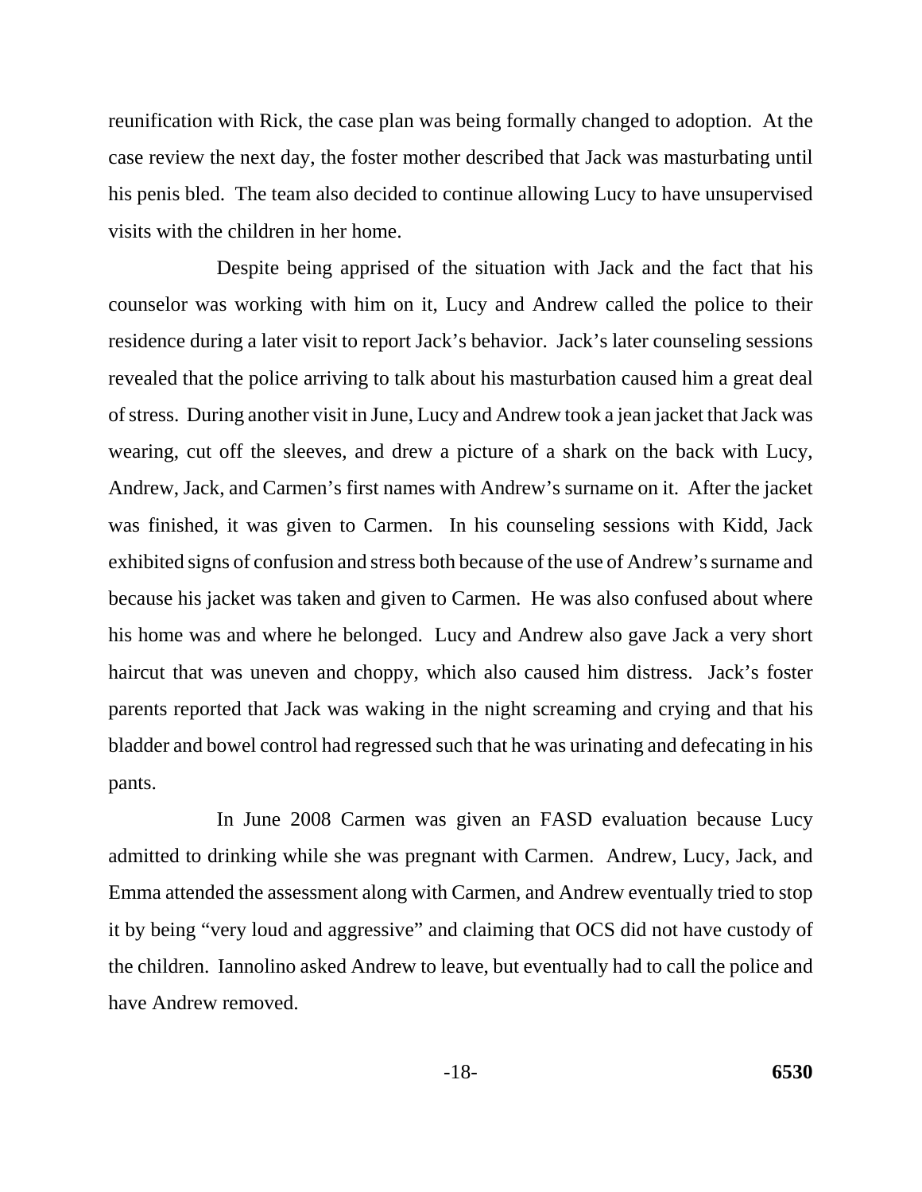reunification with Rick, the case plan was being formally changed to adoption. At the case review the next day, the foster mother described that Jack was masturbating until his penis bled. The team also decided to continue allowing Lucy to have unsupervised visits with the children in her home.

Despite being apprised of the situation with Jack and the fact that his counselor was working with him on it, Lucy and Andrew called the police to their residence during a later visit to report Jack's behavior. Jack's later counseling sessions revealed that the police arriving to talk about his masturbation caused him a great deal of stress. During another visit in June, Lucy and Andrew took a jean jacket that Jack was wearing, cut off the sleeves, and drew a picture of a shark on the back with Lucy, Andrew, Jack, and Carmen's first names with Andrew's surname on it. After the jacket was finished, it was given to Carmen. In his counseling sessions with Kidd, Jack exhibited signs of confusion and stress both because of the use of Andrew's surname and because his jacket was taken and given to Carmen. He was also confused about where his home was and where he belonged. Lucy and Andrew also gave Jack a very short haircut that was uneven and choppy, which also caused him distress. Jack's foster parents reported that Jack was waking in the night screaming and crying and that his bladder and bowel control had regressed such that he was urinating and defecating in his pants.

In June 2008 Carmen was given an FASD evaluation because Lucy admitted to drinking while she was pregnant with Carmen. Andrew, Lucy, Jack, and Emma attended the assessment along with Carmen, and Andrew eventually tried to stop it by being "very loud and aggressive" and claiming that OCS did not have custody of the children. Iannolino asked Andrew to leave, but eventually had to call the police and have Andrew removed.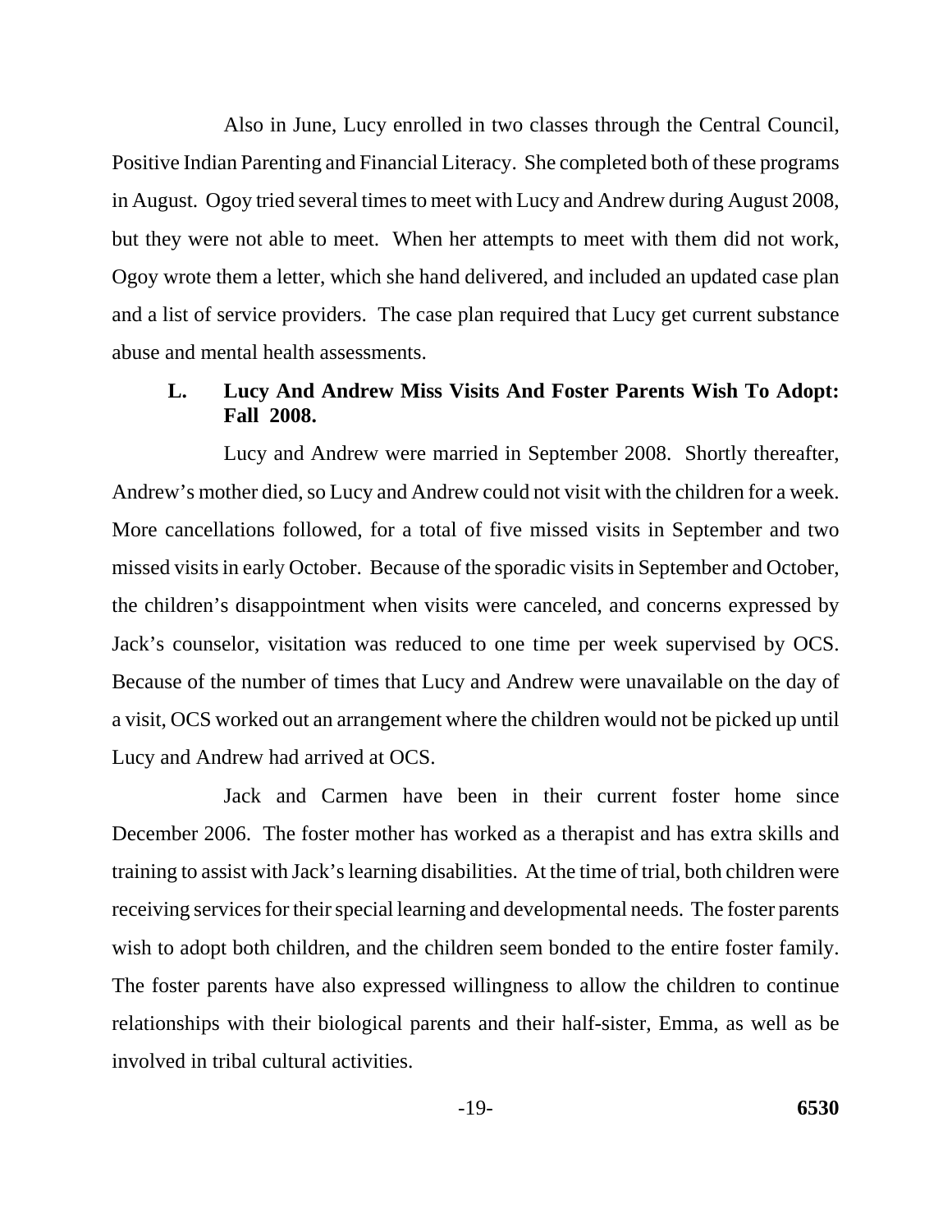Also in June, Lucy enrolled in two classes through the Central Council, Positive Indian Parenting and Financial Literacy. She completed both of these programs in August. Ogoy tried several times to meet with Lucy and Andrew during August 2008, but they were not able to meet. When her attempts to meet with them did not work, Ogoy wrote them a letter, which she hand delivered, and included an updated case plan and a list of service providers. The case plan required that Lucy get current substance abuse and mental health assessments.

### L. Lucy And Andrew Miss Visits And Foster Parents Wish To Adopt: Fall 2008.

Lucy and Andrew were married in September 2008. Shortly thereafter, Andrew's mother died, so Lucy and Andrew could not visit with the children for a week. More cancellations followed, for a total of five missed visits in September and two missed visits in early October. Because of the sporadic visits in September and October, the children's disappointment when visits were canceled, and concerns expressed by Jack's counselor, visitation was reduced to one time per week supervised by OCS. Because of the number of times that Lucy and Andrew were unavailable on the day of a visit, OCS worked out an arrangement where the children would not be picked up until Lucy and Andrew had arrived at OCS.

Jack and Carmen have been in their current foster home since December 2006. The foster mother has worked as a therapist and has extra skills and training to assist with Jack's learning disabilities. At the time of trial, both children were receiving services for their special learning and developmental needs. The foster parents wish to adopt both children, and the children seem bonded to the entire foster family. The foster parents have also expressed willingness to allow the children to continue relationships with their biological parents and their half-sister, Emma, as well as be involved in tribal cultural activities.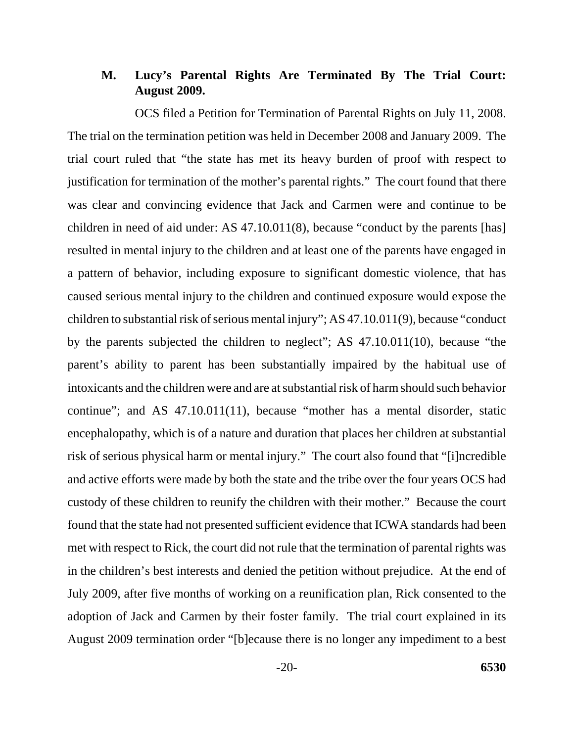### M. Lucy's Parental Rights Are Terminated By The Trial Court: August 2009.

OCS filed a Petition for Termination of Parental Rights on July 11, 2008. The trial on the termination petition was held in December 2008 and January 2009. The trial court ruled that "the state has met its heavy burden of proof with respect to justification for termination of the mother's parental rights." The court found that there was clear and convincing evidence that Jack and Carmen were and continue to be children in need of aid under: AS 47.10.011(8), because "conduct by the parents [has] resulted in mental injury to the children and at least one of the parents have engaged in a pattern of behavior, including exposure to significant domestic violence, that has caused serious mental injury to the children and continued exposure would expose the children to substantial risk of serious mental injury"; AS 47.10.011(9), because "conduct by the parents subjected the children to neglect"; AS 47.10.011(10), because "the parent's ability to parent has been substantially impaired by the habitual use of intoxicants and the children were and are at substantial risk of harm should such behavior continue"; and AS 47.10.011(11), because "mother has a mental disorder, static encephalopathy, which is of a nature and duration that places her children at substantial risk of serious physical harm or mental injury." The court also found that "[i]ncredible and active efforts were made by both the state and the tribe over the four years OCS had custody of these children to reunify the children with their mother." Because the court found that the state had not presented sufficient evidence that ICWA standards had been met with respect to Rick, the court did not rule that the termination of parental rights was in the children's best interests and denied the petition without prejudice. At the end of July 2009, after five months of working on a reunification plan, Rick consented to the adoption of Jack and Carmen by their foster family. The trial court explained in its August 2009 termination order "[b]ecause there is no longer any impediment to a best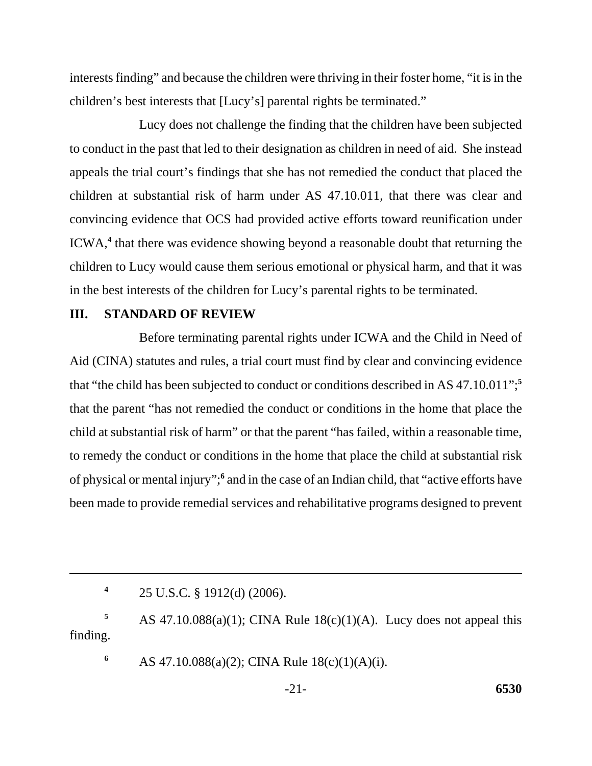interests finding" and because the children were thriving in their foster home, "it is in the children's best interests that [Lucy's] parental rights be terminated."

Lucy does not challenge the finding that the children have been subjected to conduct in the past that led to their designation as children in need of aid. She instead appeals the trial court's findings that she has not remedied the conduct that placed the children at substantial risk of harm under AS 47.10.011, that there was clear and convincing evidence that OCS had provided active efforts toward reunification under ICWA,[4] that there was evidence showing beyond a reasonable doubt that returning the children to Lucy would cause them serious emotional or physical harm, and that it was in the best interests of the children for Lucy's parental rights to be terminated.

## III. STANDARD OF REVIEW

Before terminating parental rights under ICWA and the Child in Need of Aid (CINA) statutes and rules, a trial court must find by clear and convincing evidence that "the child has been subjected to conduct or conditions described in AS 47.10.011";[5] that the parent "has not remedied the conduct or conditions in the home that place the child at substantial risk of harm" or that the parent "has failed, within a reasonable time, to remedy the conduct or conditions in the home that place the child at substantial risk of physical or mental injury";[6] and in the case of an Indian child, that "active efforts have been made to provide remedial services and rehabilitative programs designed to prevent

---

[4] 25 U.S.C. § 1912(d) (2006).

[5] AS 47.10.088(a)(1); CINA Rule 18(c)(1)(A). Lucy does not appeal this finding.

[6] AS 47.10.088(a)(2); CINA Rule 18(c)(1)(A)(i).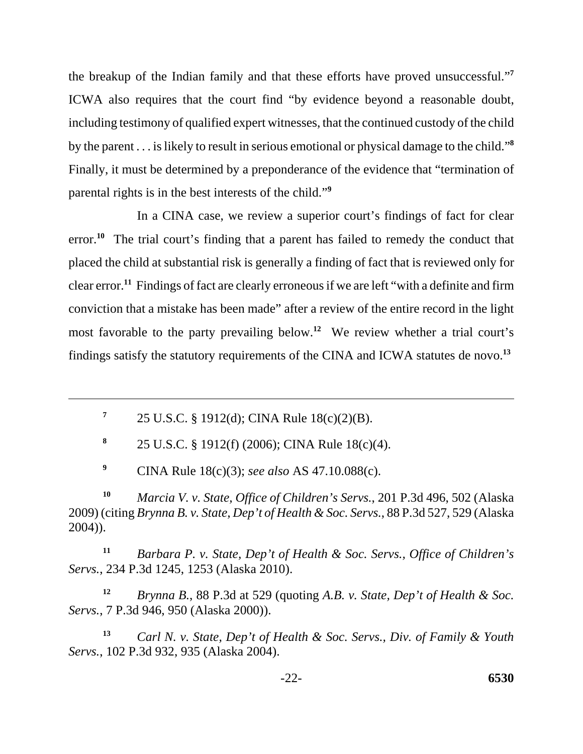the breakup of the Indian family and that these efforts have proved unsuccessful."[7] ICWA also requires that the court find "by evidence beyond a reasonable doubt, including testimony of qualified expert witnesses, that the continued custody of the child by the parent . . . is likely to result in serious emotional or physical damage to the child."[8] Finally, it must be determined by a preponderance of the evidence that "termination of parental rights is in the best interests of the child."[9]

In a CINA case, we review a superior court's findings of fact for clear error.[10] The trial court's finding that a parent has failed to remedy the conduct that placed the child at substantial risk is generally a finding of fact that is reviewed only for clear error.[11] Findings of fact are clearly erroneous if we are left "with a definite and firm conviction that a mistake has been made" after a review of the entire record in the light most favorable to the party prevailing below.[12] We review whether a trial court's findings satisfy the statutory requirements of the CINA and ICWA statutes de novo.[13]

---

[7] 25 U.S.C. § 1912(d); CINA Rule 18(c)(2)(B).

[8] 25 U.S.C. § 1912(f) (2006); CINA Rule 18(c)(4).

[9] CINA Rule 18(c)(3); *see also* AS 47.10.088(c).

[10] *Marcia V. v. State, Office of Children's Servs.*, 201 P.3d 496, 502 (Alaska 2009) (citing *Brynna B. v. State, Dep't of Health & Soc. Servs.*, 88 P.3d 527, 529 (Alaska 2004)).

[11] *Barbara P. v. State, Dep't of Health & Soc. Servs., Office of Children's Servs.*, 234 P.3d 1245, 1253 (Alaska 2010).

[12] *Brynna B.*, 88 P.3d at 529 (quoting *A.B. v. State, Dep't of Health & Soc. Servs.*, 7 P.3d 946, 950 (Alaska 2000)).

[13] *Carl N. v. State, Dep't of Health & Soc. Servs., Div. of Family & Youth Servs.*, 102 P.3d 932, 935 (Alaska 2004).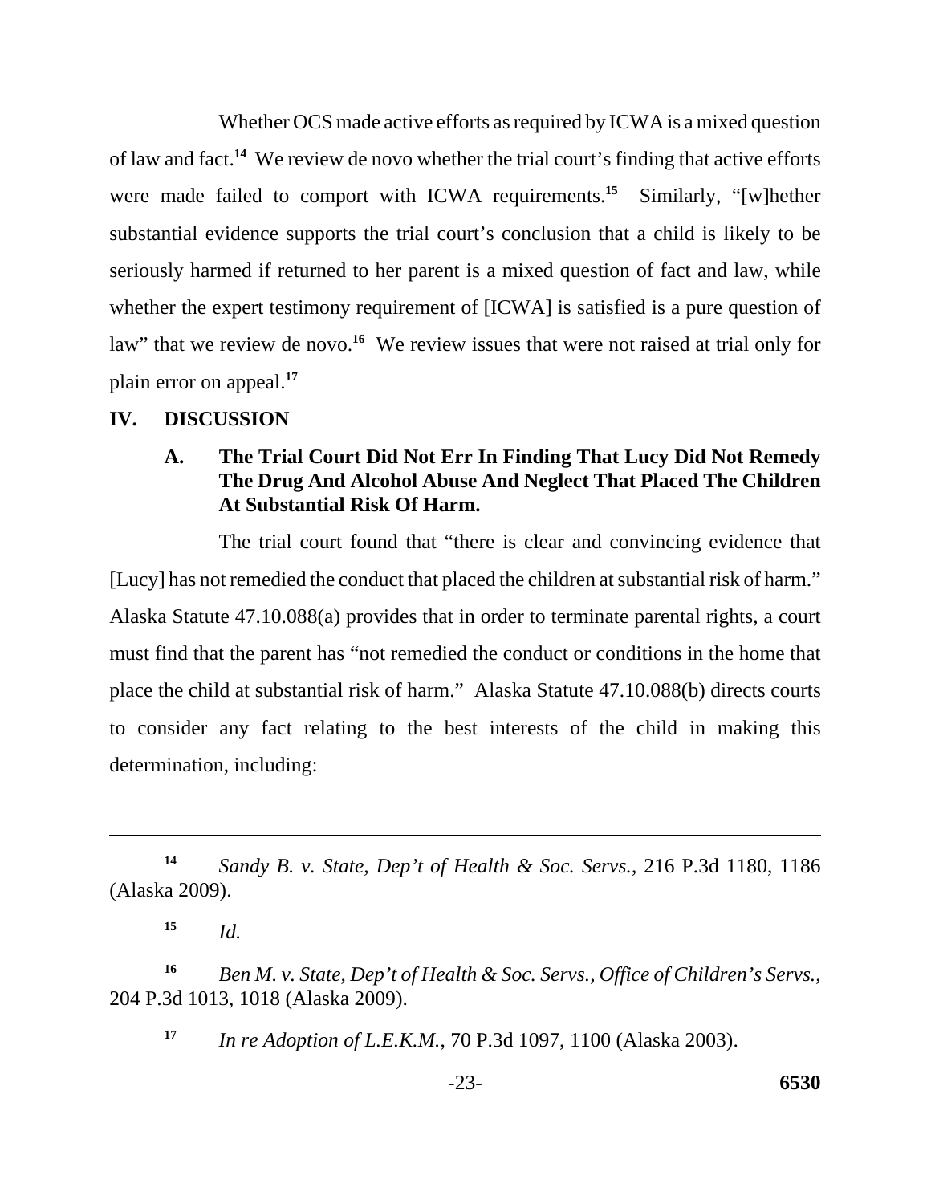Whether OCS made active efforts as required by ICWA is a mixed question of law and fact.[14] We review de novo whether the trial court's finding that active efforts were made failed to comport with ICWA requirements.[15] Similarly, "[w]hether substantial evidence supports the trial court's conclusion that a child is likely to be seriously harmed if returned to her parent is a mixed question of fact and law, while whether the expert testimony requirement of [ICWA] is satisfied is a pure question of law" that we review de novo.[16] We review issues that were not raised at trial only for plain error on appeal.[17]

## IV. DISCUSSION

### A. The Trial Court Did Not Err In Finding That Lucy Did Not Remedy The Drug And Alcohol Abuse And Neglect That Placed The Children At Substantial Risk Of Harm.

The trial court found that "there is clear and convincing evidence that [Lucy] has not remedied the conduct that placed the children at substantial risk of harm." Alaska Statute 47.10.088(a) provides that in order to terminate parental rights, a court must find that the parent has "not remedied the conduct or conditions in the home that place the child at substantial risk of harm." Alaska Statute 47.10.088(b) directs courts to consider any fact relating to the best interests of the child in making this determination, including:

---

[14] *Sandy B. v. State, Dep't of Health & Soc. Servs.*, 216 P.3d 1180, 1186 (Alaska 2009).

[15] *Id.*

[16] *Ben M. v. State, Dep't of Health & Soc. Servs., Office of Children's Servs.*, 204 P.3d 1013, 1018 (Alaska 2009).

[17] *In re Adoption of L.E.K.M.*, 70 P.3d 1097, 1100 (Alaska 2003).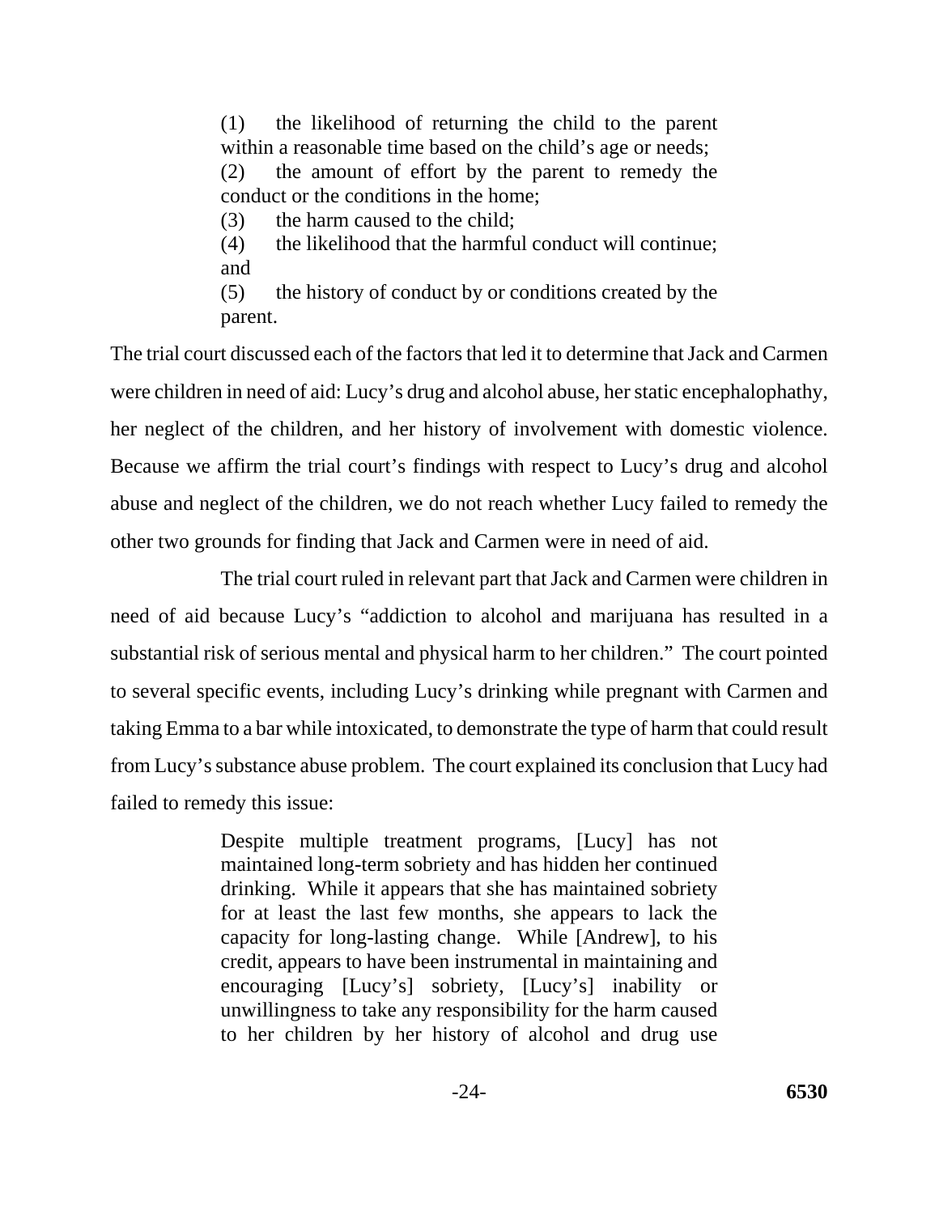> (1) the likelihood of returning the child to the parent within a reasonable time based on the child's age or needs;
> (2) the amount of effort by the parent to remedy the conduct or the conditions in the home;
> (3) the harm caused to the child;
> (4) the likelihood that the harmful conduct will continue; and
> (5) the history of conduct by or conditions created by the parent.

The trial court discussed each of the factors that led it to determine that Jack and Carmen were children in need of aid: Lucy's drug and alcohol abuse, her static encephalophathy, her neglect of the children, and her history of involvement with domestic violence. Because we affirm the trial court's findings with respect to Lucy's drug and alcohol abuse and neglect of the children, we do not reach whether Lucy failed to remedy the other two grounds for finding that Jack and Carmen were in need of aid.

The trial court ruled in relevant part that Jack and Carmen were children in need of aid because Lucy's "addiction to alcohol and marijuana has resulted in a substantial risk of serious mental and physical harm to her children." The court pointed to several specific events, including Lucy's drinking while pregnant with Carmen and taking Emma to a bar while intoxicated, to demonstrate the type of harm that could result from Lucy's substance abuse problem. The court explained its conclusion that Lucy had failed to remedy this issue:

> Despite multiple treatment programs, [Lucy] has not maintained long-term sobriety and has hidden her continued drinking. While it appears that she has maintained sobriety for at least the last few months, she appears to lack the capacity for long-lasting change. While [Andrew], to his credit, appears to have been instrumental in maintaining and encouraging [Lucy's] sobriety, [Lucy's] inability or unwillingness to take any responsibility for the harm caused to her children by her history of alcohol and drug use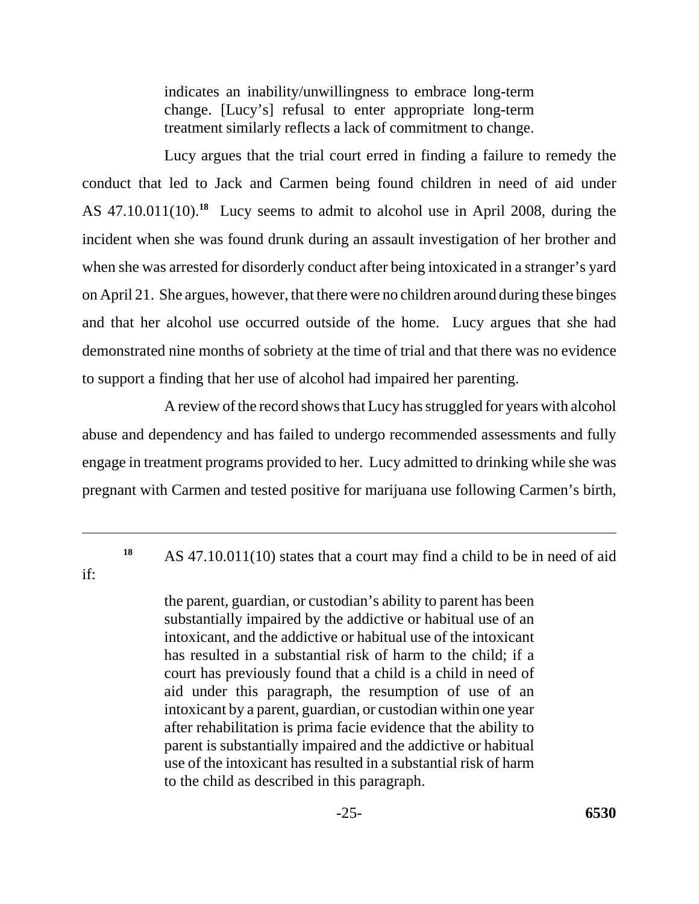> indicates an inability/unwillingness to embrace long-term change. [Lucy's] refusal to enter appropriate long-term treatment similarly reflects a lack of commitment to change.

Lucy argues that the trial court erred in finding a failure to remedy the conduct that led to Jack and Carmen being found children in need of aid under AS 47.10.011(10).[18] Lucy seems to admit to alcohol use in April 2008, during the incident when she was found drunk during an assault investigation of her brother and when she was arrested for disorderly conduct after being intoxicated in a stranger's yard on April 21. She argues, however, that there were no children around during these binges and that her alcohol use occurred outside of the home. Lucy argues that she had demonstrated nine months of sobriety at the time of trial and that there was no evidence to support a finding that her use of alcohol had impaired her parenting.

A review of the record shows that Lucy has struggled for years with alcohol abuse and dependency and has failed to undergo recommended assessments and fully engage in treatment programs provided to her. Lucy admitted to drinking while she was pregnant with Carmen and tested positive for marijuana use following Carmen's birth,

---

[18] AS 47.10.011(10) states that a court may find a child to be in need of aid if:

> the parent, guardian, or custodian's ability to parent has been substantially impaired by the addictive or habitual use of an intoxicant, and the addictive or habitual use of the intoxicant has resulted in a substantial risk of harm to the child; if a court has previously found that a child is a child in need of aid under this paragraph, the resumption of use of an intoxicant by a parent, guardian, or custodian within one year after rehabilitation is prima facie evidence that the ability to parent is substantially impaired and the addictive or habitual use of the intoxicant has resulted in a substantial risk of harm to the child as described in this paragraph.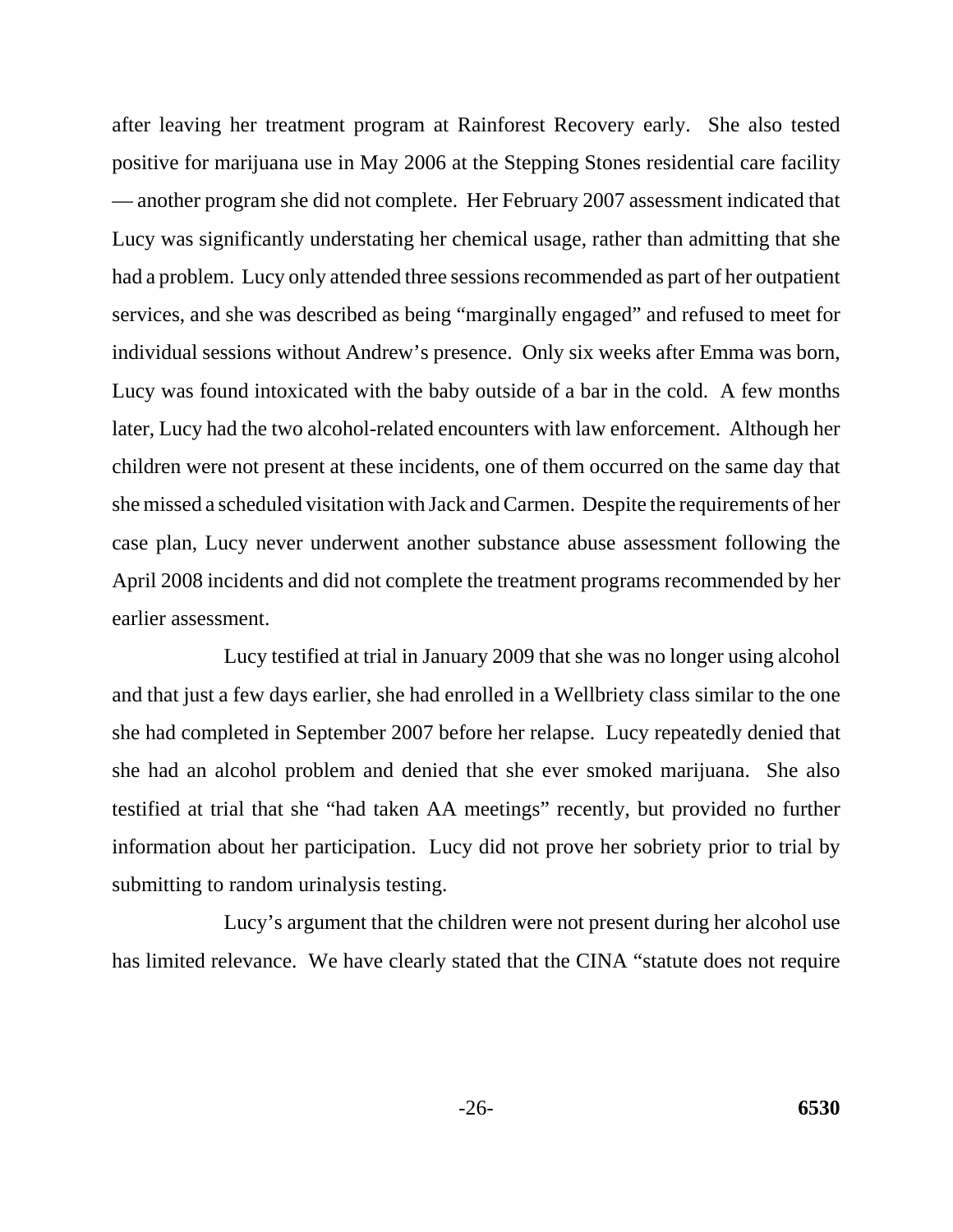after leaving her treatment program at Rainforest Recovery early. She also tested positive for marijuana use in May 2006 at the Stepping Stones residential care facility — another program she did not complete. Her February 2007 assessment indicated that Lucy was significantly understating her chemical usage, rather than admitting that she had a problem. Lucy only attended three sessions recommended as part of her outpatient services, and she was described as being "marginally engaged" and refused to meet for individual sessions without Andrew's presence. Only six weeks after Emma was born, Lucy was found intoxicated with the baby outside of a bar in the cold. A few months later, Lucy had the two alcohol-related encounters with law enforcement. Although her children were not present at these incidents, one of them occurred on the same day that she missed a scheduled visitation with Jack and Carmen. Despite the requirements of her case plan, Lucy never underwent another substance abuse assessment following the April 2008 incidents and did not complete the treatment programs recommended by her earlier assessment.

Lucy testified at trial in January 2009 that she was no longer using alcohol and that just a few days earlier, she had enrolled in a Wellbriety class similar to the one she had completed in September 2007 before her relapse. Lucy repeatedly denied that she had an alcohol problem and denied that she ever smoked marijuana. She also testified at trial that she "had taken AA meetings" recently, but provided no further information about her participation. Lucy did not prove her sobriety prior to trial by submitting to random urinalysis testing.

Lucy's argument that the children were not present during her alcohol use has limited relevance. We have clearly stated that the CINA "statute does not require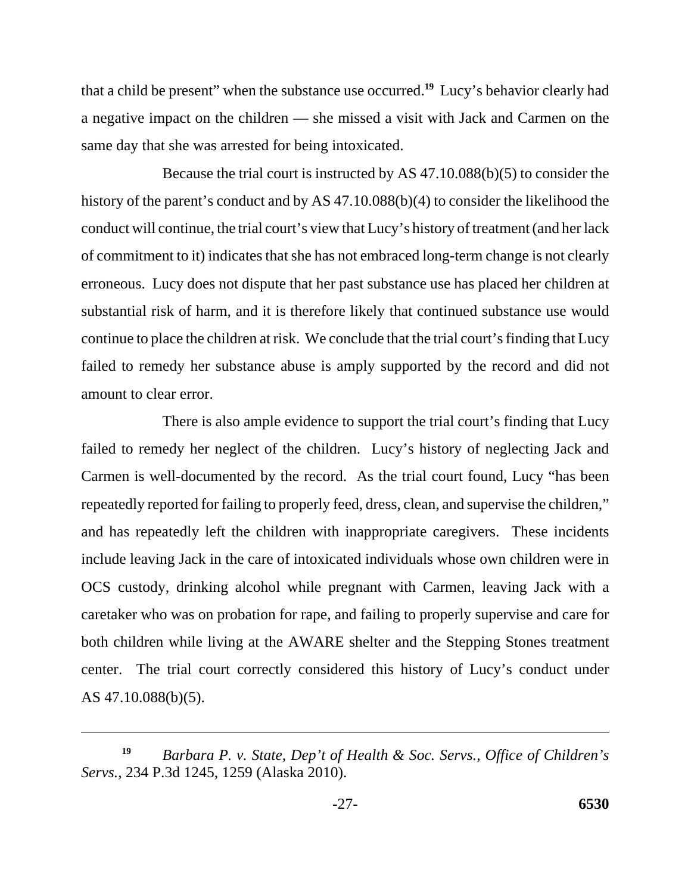that a child be present" when the substance use occurred.[19] Lucy's behavior clearly had a negative impact on the children — she missed a visit with Jack and Carmen on the same day that she was arrested for being intoxicated.

Because the trial court is instructed by AS 47.10.088(b)(5) to consider the history of the parent's conduct and by AS 47.10.088(b)(4) to consider the likelihood the conduct will continue, the trial court's view that Lucy's history of treatment (and her lack of commitment to it) indicates that she has not embraced long-term change is not clearly erroneous. Lucy does not dispute that her past substance use has placed her children at substantial risk of harm, and it is therefore likely that continued substance use would continue to place the children at risk. We conclude that the trial court's finding that Lucy failed to remedy her substance abuse is amply supported by the record and did not amount to clear error.

There is also ample evidence to support the trial court's finding that Lucy failed to remedy her neglect of the children. Lucy's history of neglecting Jack and Carmen is well-documented by the record. As the trial court found, Lucy "has been repeatedly reported for failing to properly feed, dress, clean, and supervise the children," and has repeatedly left the children with inappropriate caregivers. These incidents include leaving Jack in the care of intoxicated individuals whose own children were in OCS custody, drinking alcohol while pregnant with Carmen, leaving Jack with a caretaker who was on probation for rape, and failing to properly supervise and care for both children while living at the AWARE shelter and the Stepping Stones treatment center. The trial court correctly considered this history of Lucy's conduct under AS 47.10.088(b)(5).

---

[19] *Barbara P. v. State, Dep't of Health & Soc. Servs., Office of Children's Servs.*, 234 P.3d 1245, 1259 (Alaska 2010).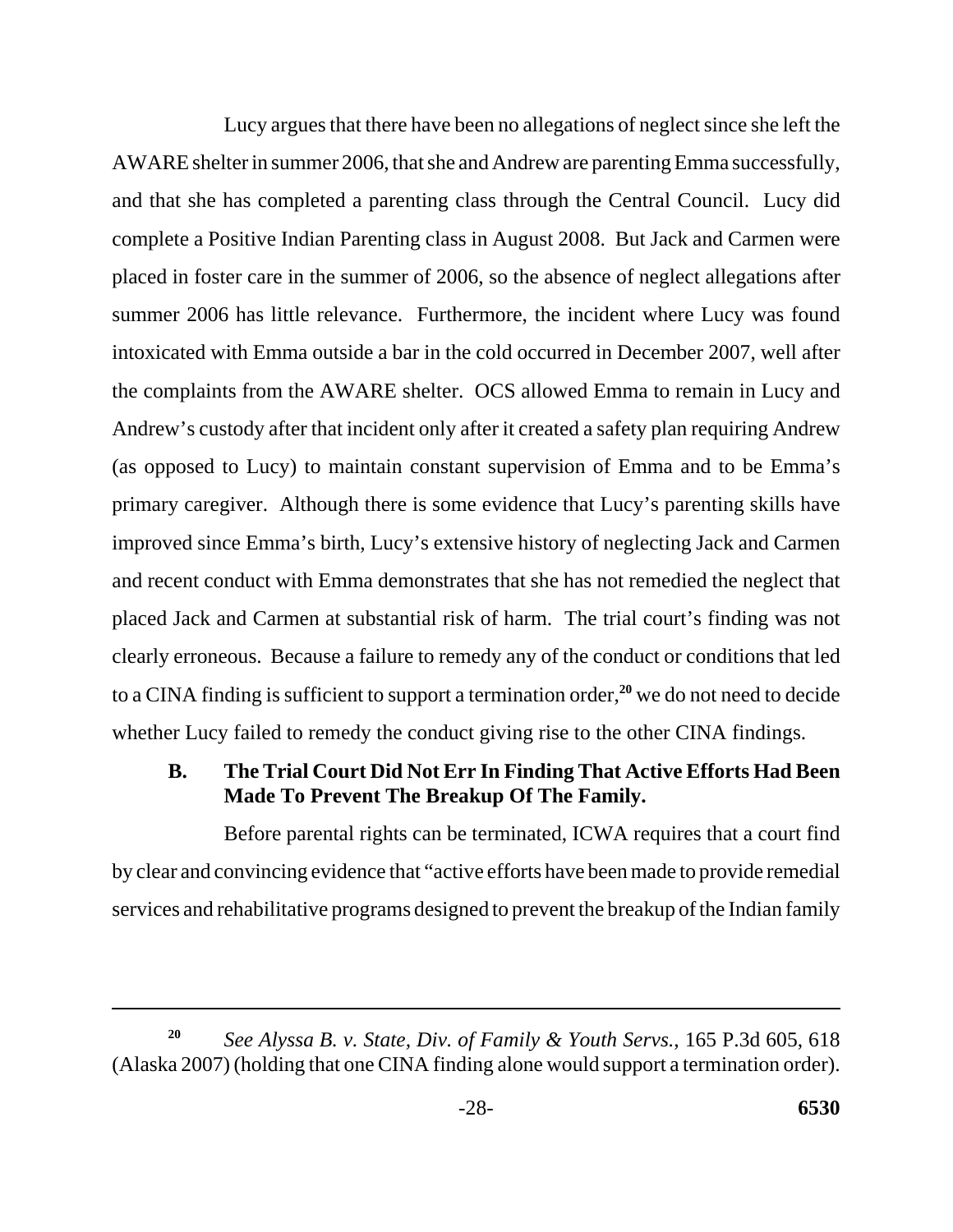Lucy argues that there have been no allegations of neglect since she left the AWARE shelter in summer 2006, that she and Andrew are parenting Emma successfully, and that she has completed a parenting class through the Central Council. Lucy did complete a Positive Indian Parenting class in August 2008. But Jack and Carmen were placed in foster care in the summer of 2006, so the absence of neglect allegations after summer 2006 has little relevance. Furthermore, the incident where Lucy was found intoxicated with Emma outside a bar in the cold occurred in December 2007, well after the complaints from the AWARE shelter. OCS allowed Emma to remain in Lucy and Andrew's custody after that incident only after it created a safety plan requiring Andrew (as opposed to Lucy) to maintain constant supervision of Emma and to be Emma's primary caregiver. Although there is some evidence that Lucy's parenting skills have improved since Emma's birth, Lucy's extensive history of neglecting Jack and Carmen and recent conduct with Emma demonstrates that she has not remedied the neglect that placed Jack and Carmen at substantial risk of harm. The trial court's finding was not clearly erroneous. Because a failure to remedy any of the conduct or conditions that led to a CINA finding is sufficient to support a termination order,[20] we do not need to decide whether Lucy failed to remedy the conduct giving rise to the other CINA findings.

### B. The Trial Court Did Not Err In Finding That Active Efforts Had Been Made To Prevent The Breakup Of The Family.

Before parental rights can be terminated, ICWA requires that a court find by clear and convincing evidence that "active efforts have been made to provide remedial services and rehabilitative programs designed to prevent the breakup of the Indian family

---

[20] *See Alyssa B. v. State, Div. of Family & Youth Servs.*, 165 P.3d 605, 618 (Alaska 2007) (holding that one CINA finding alone would support a termination order).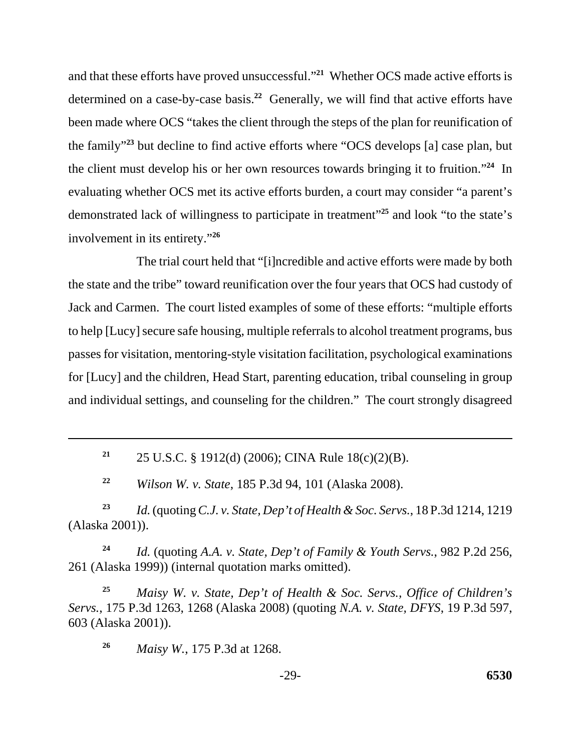and that these efforts have proved unsuccessful."[21] Whether OCS made active efforts is determined on a case-by-case basis.[22] Generally, we will find that active efforts have been made where OCS "takes the client through the steps of the plan for reunification of the family"[23] but decline to find active efforts where "OCS develops [a] case plan, but the client must develop his or her own resources towards bringing it to fruition."[24] In evaluating whether OCS met its active efforts burden, a court may consider "a parent's demonstrated lack of willingness to participate in treatment"[25] and look "to the state's involvement in its entirety."[26]

The trial court held that "[i]ncredible and active efforts were made by both the state and the tribe" toward reunification over the four years that OCS had custody of Jack and Carmen. The court listed examples of some of these efforts: "multiple efforts to help [Lucy] secure safe housing, multiple referrals to alcohol treatment programs, bus passes for visitation, mentoring-style visitation facilitation, psychological examinations for [Lucy] and the children, Head Start, parenting education, tribal counseling in group and individual settings, and counseling for the children." The court strongly disagreed

---

[21] 25 U.S.C. § 1912(d) (2006); CINA Rule 18(c)(2)(B).

[22] *Wilson W. v. State*, 185 P.3d 94, 101 (Alaska 2008).

[23] *Id.* (quoting *C.J. v. State, Dep't of Health & Soc. Servs.*, 18 P.3d 1214, 1219 (Alaska 2001)).

[24] *Id.* (quoting *A.A. v. State, Dep't of Family & Youth Servs.*, 982 P.2d 256, 261 (Alaska 1999)) (internal quotation marks omitted).

[25] *Maisy W. v. State, Dep't of Health & Soc. Servs., Office of Children's Servs.*, 175 P.3d 1263, 1268 (Alaska 2008) (quoting *N.A. v. State, DFYS*, 19 P.3d 597, 603 (Alaska 2001)).

[26] *Maisy W.*, 175 P.3d at 1268.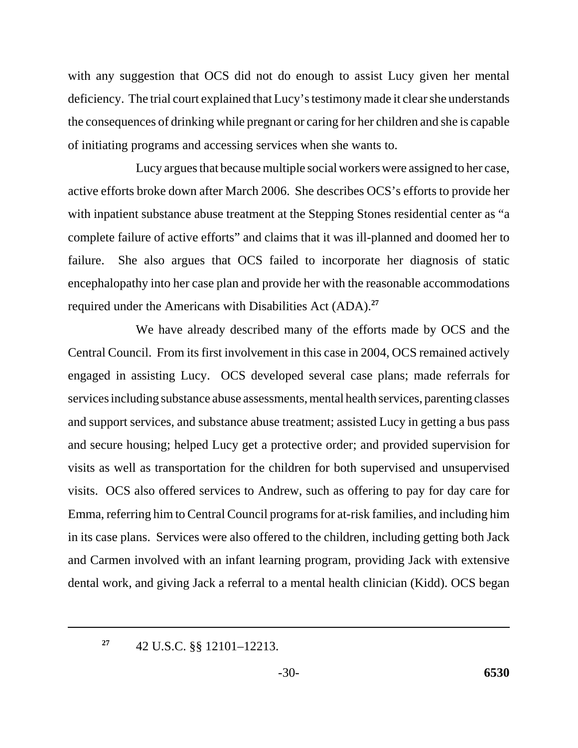with any suggestion that OCS did not do enough to assist Lucy given her mental deficiency. The trial court explained that Lucy's testimony made it clear she understands the consequences of drinking while pregnant or caring for her children and she is capable of initiating programs and accessing services when she wants to.

Lucy argues that because multiple social workers were assigned to her case, active efforts broke down after March 2006. She describes OCS's efforts to provide her with inpatient substance abuse treatment at the Stepping Stones residential center as "a complete failure of active efforts" and claims that it was ill-planned and doomed her to failure. She also argues that OCS failed to incorporate her diagnosis of static encephalopathy into her case plan and provide her with the reasonable accommodations required under the Americans with Disabilities Act (ADA).[27]

We have already described many of the efforts made by OCS and the Central Council. From its first involvement in this case in 2004, OCS remained actively engaged in assisting Lucy. OCS developed several case plans; made referrals for services including substance abuse assessments, mental health services, parenting classes and support services, and substance abuse treatment; assisted Lucy in getting a bus pass and secure housing; helped Lucy get a protective order; and provided supervision for visits as well as transportation for the children for both supervised and unsupervised visits. OCS also offered services to Andrew, such as offering to pay for day care for Emma, referring him to Central Council programs for at-risk families, and including him in its case plans. Services were also offered to the children, including getting both Jack and Carmen involved with an infant learning program, providing Jack with extensive dental work, and giving Jack a referral to a mental health clinician (Kidd). OCS began

---

[27] 42 U.S.C. §§ 12101–12213.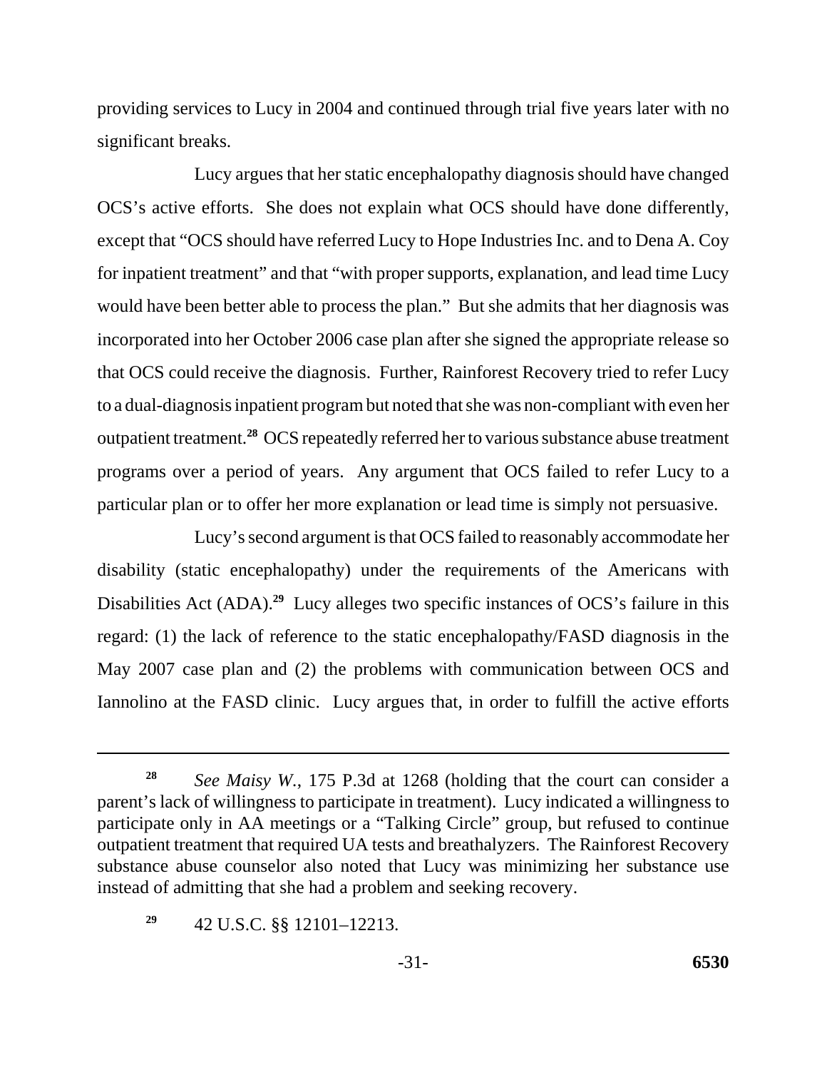providing services to Lucy in 2004 and continued through trial five years later with no significant breaks.

Lucy argues that her static encephalopathy diagnosis should have changed OCS's active efforts. She does not explain what OCS should have done differently, except that "OCS should have referred Lucy to Hope Industries Inc. and to Dena A. Coy for inpatient treatment" and that "with proper supports, explanation, and lead time Lucy would have been better able to process the plan." But she admits that her diagnosis was incorporated into her October 2006 case plan after she signed the appropriate release so that OCS could receive the diagnosis. Further, Rainforest Recovery tried to refer Lucy to a dual-diagnosis inpatient program but noted that she was non-compliant with even her outpatient treatment.[28] OCS repeatedly referred her to various substance abuse treatment programs over a period of years. Any argument that OCS failed to refer Lucy to a particular plan or to offer her more explanation or lead time is simply not persuasive.

Lucy's second argument is that OCS failed to reasonably accommodate her disability (static encephalopathy) under the requirements of the Americans with Disabilities Act (ADA).[29] Lucy alleges two specific instances of OCS's failure in this regard: (1) the lack of reference to the static encephalopathy/FASD diagnosis in the May 2007 case plan and (2) the problems with communication between OCS and Iannolino at the FASD clinic. Lucy argues that, in order to fulfill the active efforts

---

[28] *See Maisy W.*, 175 P.3d at 1268 (holding that the court can consider a parent's lack of willingness to participate in treatment). Lucy indicated a willingness to participate only in AA meetings or a "Talking Circle" group, but refused to continue outpatient treatment that required UA tests and breathalyzers. The Rainforest Recovery substance abuse counselor also noted that Lucy was minimizing her substance use instead of admitting that she had a problem and seeking recovery.

[29] 42 U.S.C. §§ 12101–12213.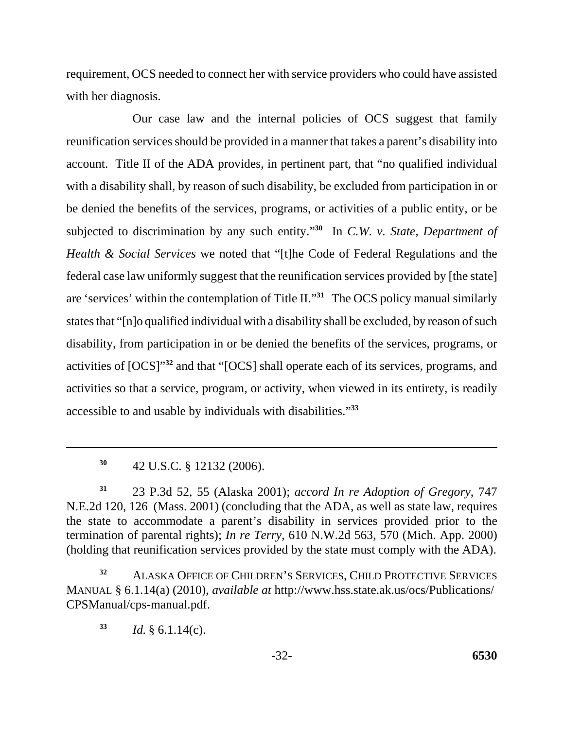requirement, OCS needed to connect her with service providers who could have assisted with her diagnosis.

Our case law and the internal policies of OCS suggest that family reunification services should be provided in a manner that takes a parent's disability into account. Title II of the ADA provides, in pertinent part, that "no qualified individual with a disability shall, by reason of such disability, be excluded from participation in or be denied the benefits of the services, programs, or activities of a public entity, or be subjected to discrimination by any such entity."[30] In *C.W. v. State, Department of Health & Social Services* we noted that "[t]he Code of Federal Regulations and the federal case law uniformly suggest that the reunification services provided by [the state] are 'services' within the contemplation of Title II."[31] The OCS policy manual similarly states that "[n]o qualified individual with a disability shall be excluded, by reason of such disability, from participation in or be denied the benefits of the services, programs, or activities of [OCS]"[32] and that "[OCS] shall operate each of its services, programs, and activities so that a service, program, or activity, when viewed in its entirety, is readily accessible to and usable by individuals with disabilities."[33]

---

[30] 42 U.S.C. § 12132 (2006).

[31] 23 P.3d 52, 55 (Alaska 2001); *accord In re Adoption of Gregory*, 747 N.E.2d 120, 126 (Mass. 2001) (concluding that the ADA, as well as state law, requires the state to accommodate a parent's disability in services provided prior to the termination of parental rights); *In re Terry*, 610 N.W.2d 563, 570 (Mich. App. 2000) (holding that reunification services provided by the state must comply with the ADA).

[32] ALASKA OFFICE OF CHILDREN'S SERVICES, CHILD PROTECTIVE SERVICES MANUAL § 6.1.14(a) (2010), *available at* http://www.hss.state.ak.us/ocs/Publications/CPSManual/cps-manual.pdf.

[33] *Id.* § 6.1.14(c).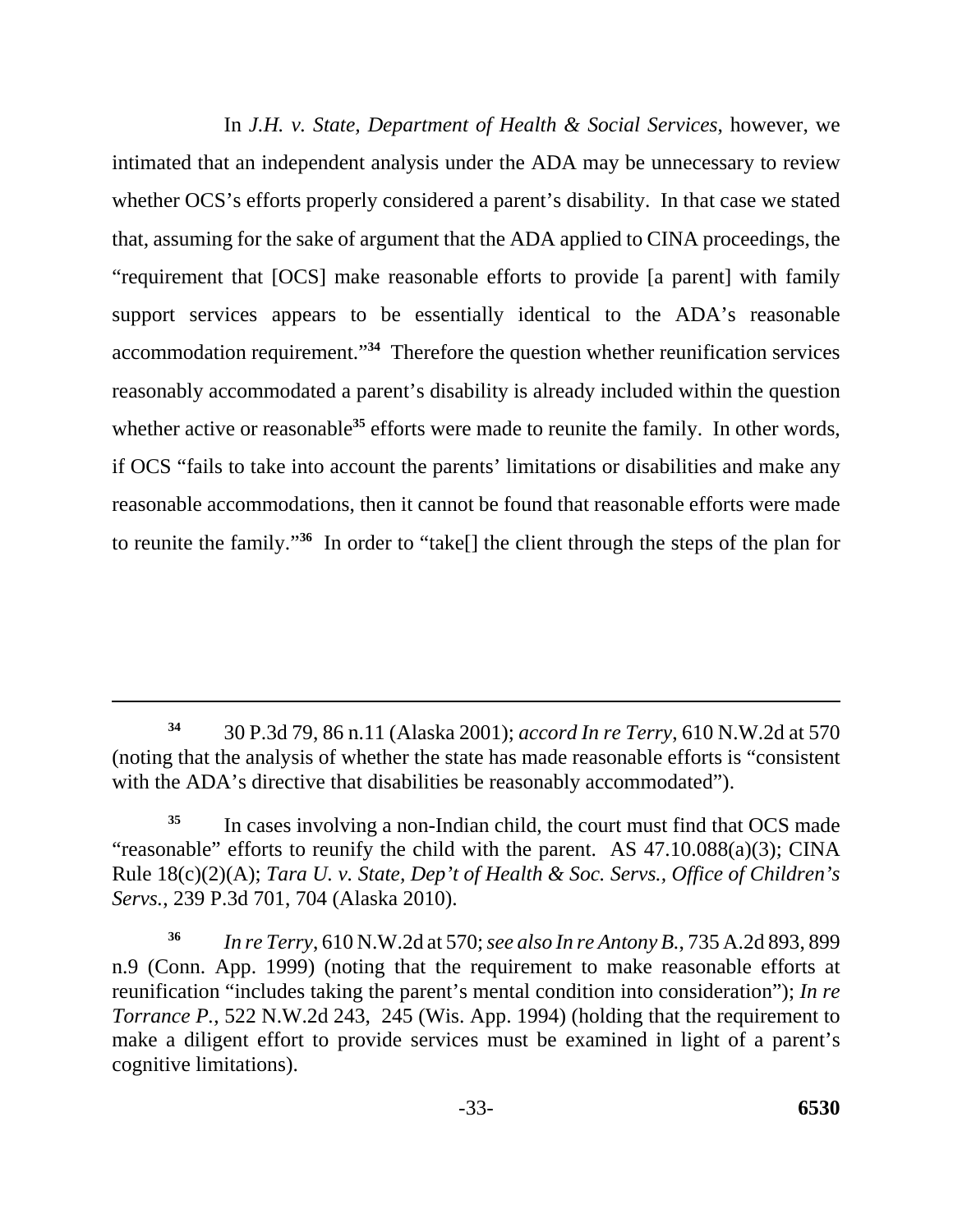In *J.H. v. State, Department of Health & Social Services*, however, we intimated that an independent analysis under the ADA may be unnecessary to review whether OCS's efforts properly considered a parent's disability. In that case we stated that, assuming for the sake of argument that the ADA applied to CINA proceedings, the "requirement that [OCS] make reasonable efforts to provide [a parent] with family support services appears to be essentially identical to the ADA's reasonable accommodation requirement."[34] Therefore the question whether reunification services reasonably accommodated a parent's disability is already included within the question whether active or reasonable[35] efforts were made to reunite the family. In other words, if OCS "fails to take into account the parents' limitations or disabilities and make any reasonable accommodations, then it cannot be found that reasonable efforts were made to reunite the family."[36] In order to "take[] the client through the steps of the plan for

---

[34] 30 P.3d 79, 86 n.11 (Alaska 2001); *accord In re Terry*, 610 N.W.2d at 570 (noting that the analysis of whether the state has made reasonable efforts is "consistent with the ADA's directive that disabilities be reasonably accommodated").

[35] In cases involving a non-Indian child, the court must find that OCS made "reasonable" efforts to reunify the child with the parent. AS 47.10.088(a)(3); CINA Rule 18(c)(2)(A); *Tara U. v. State, Dep't of Health & Soc. Servs., Office of Children's Servs.*, 239 P.3d 701, 704 (Alaska 2010).

[36] *In re Terry*, 610 N.W.2d at 570; *see also In re Antony B.*, 735 A.2d 893, 899 n.9 (Conn. App. 1999) (noting that the requirement to make reasonable efforts at reunification "includes taking the parent's mental condition into consideration"); *In re Torrance P.*, 522 N.W.2d 243, 245 (Wis. App. 1994) (holding that the requirement to make a diligent effort to provide services must be examined in light of a parent's cognitive limitations).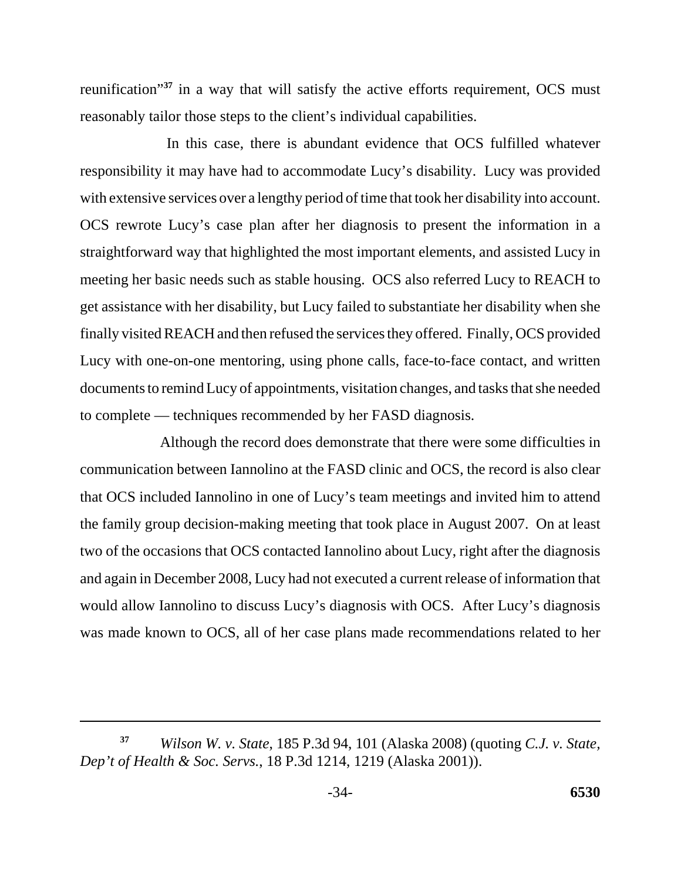reunification"[37] in a way that will satisfy the active efforts requirement, OCS must reasonably tailor those steps to the client's individual capabilities.

In this case, there is abundant evidence that OCS fulfilled whatever responsibility it may have had to accommodate Lucy's disability. Lucy was provided with extensive services over a lengthy period of time that took her disability into account. OCS rewrote Lucy's case plan after her diagnosis to present the information in a straightforward way that highlighted the most important elements, and assisted Lucy in meeting her basic needs such as stable housing. OCS also referred Lucy to REACH to get assistance with her disability, but Lucy failed to substantiate her disability when she finally visited REACH and then refused the services they offered. Finally, OCS provided Lucy with one-on-one mentoring, using phone calls, face-to-face contact, and written documents to remind Lucy of appointments, visitation changes, and tasks that she needed to complete — techniques recommended by her FASD diagnosis.

Although the record does demonstrate that there were some difficulties in communication between Iannolino at the FASD clinic and OCS, the record is also clear that OCS included Iannolino in one of Lucy's team meetings and invited him to attend the family group decision-making meeting that took place in August 2007. On at least two of the occasions that OCS contacted Iannolino about Lucy, right after the diagnosis and again in December 2008, Lucy had not executed a current release of information that would allow Iannolino to discuss Lucy's diagnosis with OCS. After Lucy's diagnosis was made known to OCS, all of her case plans made recommendations related to her

---

[37] *Wilson W. v. State*, 185 P.3d 94, 101 (Alaska 2008) (quoting *C.J. v. State, Dep't of Health & Soc. Servs.*, 18 P.3d 1214, 1219 (Alaska 2001)).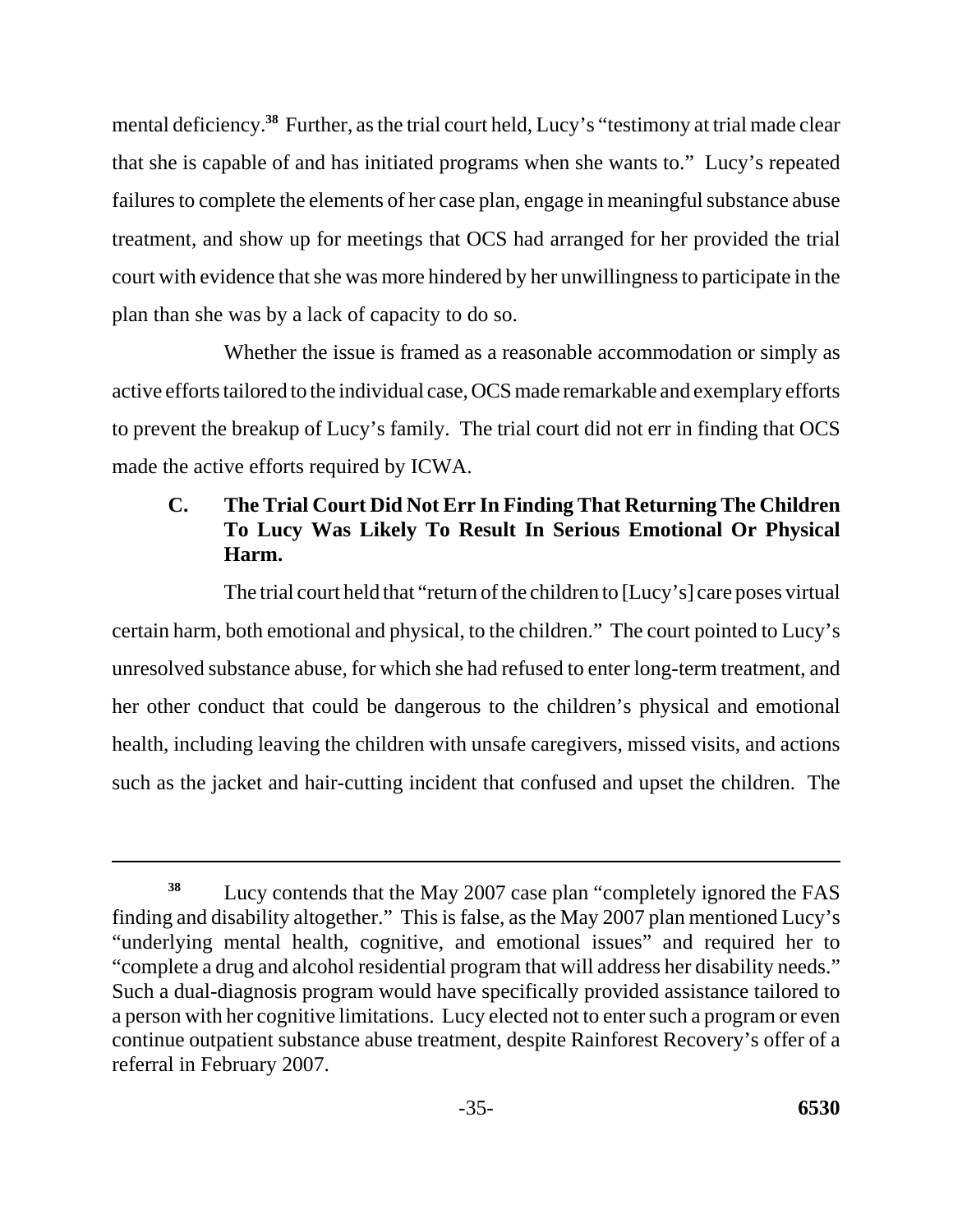mental deficiency.[38] Further, as the trial court held, Lucy's "testimony at trial made clear that she is capable of and has initiated programs when she wants to." Lucy's repeated failures to complete the elements of her case plan, engage in meaningful substance abuse treatment, and show up for meetings that OCS had arranged for her provided the trial court with evidence that she was more hindered by her unwillingness to participate in the plan than she was by a lack of capacity to do so.

Whether the issue is framed as a reasonable accommodation or simply as active efforts tailored to the individual case, OCS made remarkable and exemplary efforts to prevent the breakup of Lucy's family. The trial court did not err in finding that OCS made the active efforts required by ICWA.

### C. The Trial Court Did Not Err In Finding That Returning The Children To Lucy Was Likely To Result In Serious Emotional Or Physical Harm.

The trial court held that "return of the children to [Lucy's] care poses virtual certain harm, both emotional and physical, to the children." The court pointed to Lucy's unresolved substance abuse, for which she had refused to enter long-term treatment, and her other conduct that could be dangerous to the children's physical and emotional health, including leaving the children with unsafe caregivers, missed visits, and actions such as the jacket and hair-cutting incident that confused and upset the children. The

---

[38] Lucy contends that the May 2007 case plan "completely ignored the FAS finding and disability altogether." This is false, as the May 2007 plan mentioned Lucy's "underlying mental health, cognitive, and emotional issues" and required her to "complete a drug and alcohol residential program that will address her disability needs." Such a dual-diagnosis program would have specifically provided assistance tailored to a person with her cognitive limitations. Lucy elected not to enter such a program or even continue outpatient substance abuse treatment, despite Rainforest Recovery's offer of a referral in February 2007.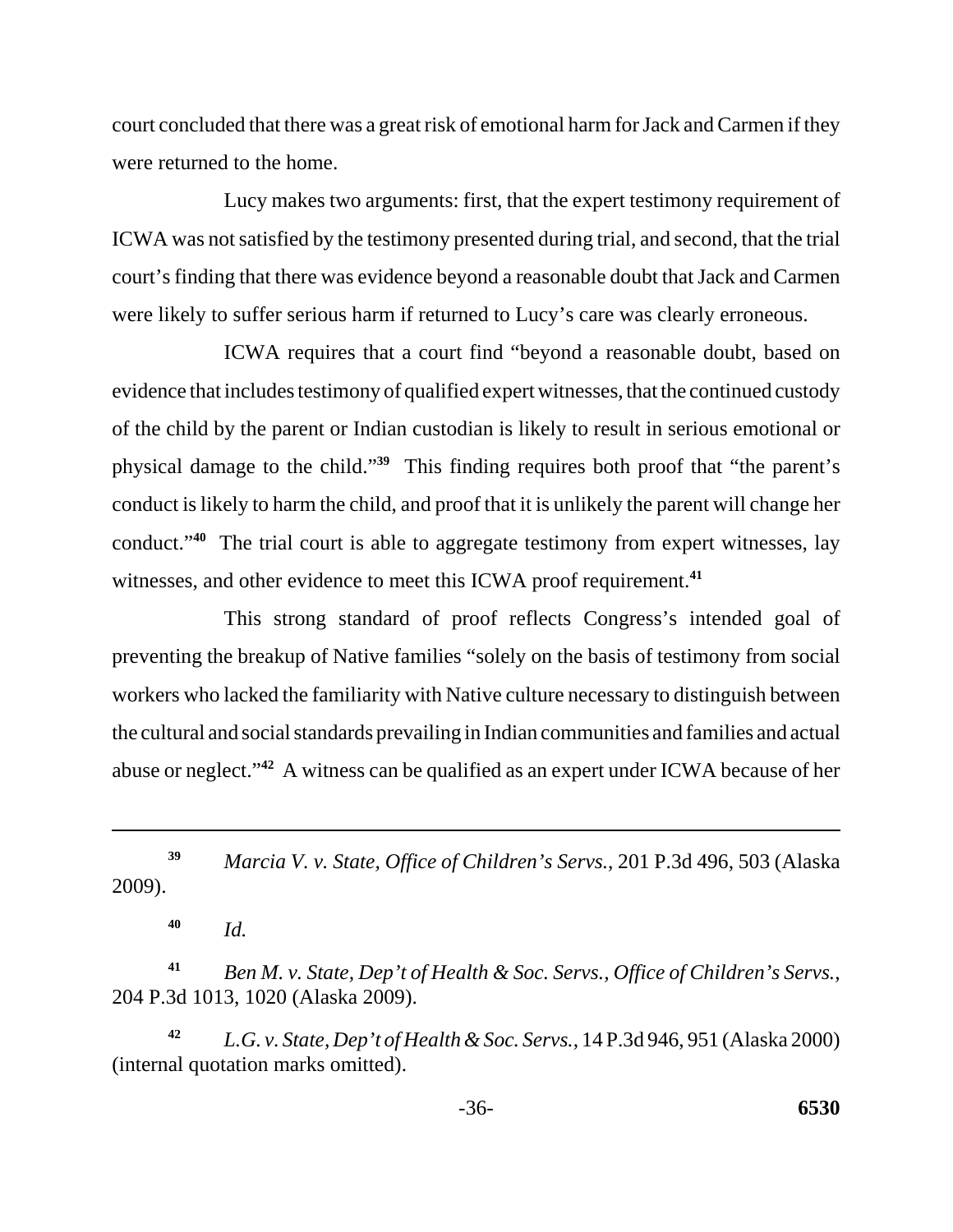court concluded that there was a great risk of emotional harm for Jack and Carmen if they were returned to the home.

Lucy makes two arguments: first, that the expert testimony requirement of ICWA was not satisfied by the testimony presented during trial, and second, that the trial court's finding that there was evidence beyond a reasonable doubt that Jack and Carmen were likely to suffer serious harm if returned to Lucy's care was clearly erroneous.

ICWA requires that a court find "beyond a reasonable doubt, based on evidence that includes testimony of qualified expert witnesses, that the continued custody of the child by the parent or Indian custodian is likely to result in serious emotional or physical damage to the child."[39] This finding requires both proof that "the parent's conduct is likely to harm the child, and proof that it is unlikely the parent will change her conduct."[40] The trial court is able to aggregate testimony from expert witnesses, lay witnesses, and other evidence to meet this ICWA proof requirement.[41]

This strong standard of proof reflects Congress's intended goal of preventing the breakup of Native families "solely on the basis of testimony from social workers who lacked the familiarity with Native culture necessary to distinguish between the cultural and social standards prevailing in Indian communities and families and actual abuse or neglect."[42] A witness can be qualified as an expert under ICWA because of her

---

[39] *Marcia V. v. State, Office of Children's Servs.*, 201 P.3d 496, 503 (Alaska 2009).

[40] *Id.*

[41] *Ben M. v. State, Dep't of Health & Soc. Servs., Office of Children's Servs.*, 204 P.3d 1013, 1020 (Alaska 2009).

[42] *L.G. v. State, Dep't of Health & Soc. Servs.*, 14 P.3d 946, 951 (Alaska 2000) (internal quotation marks omitted).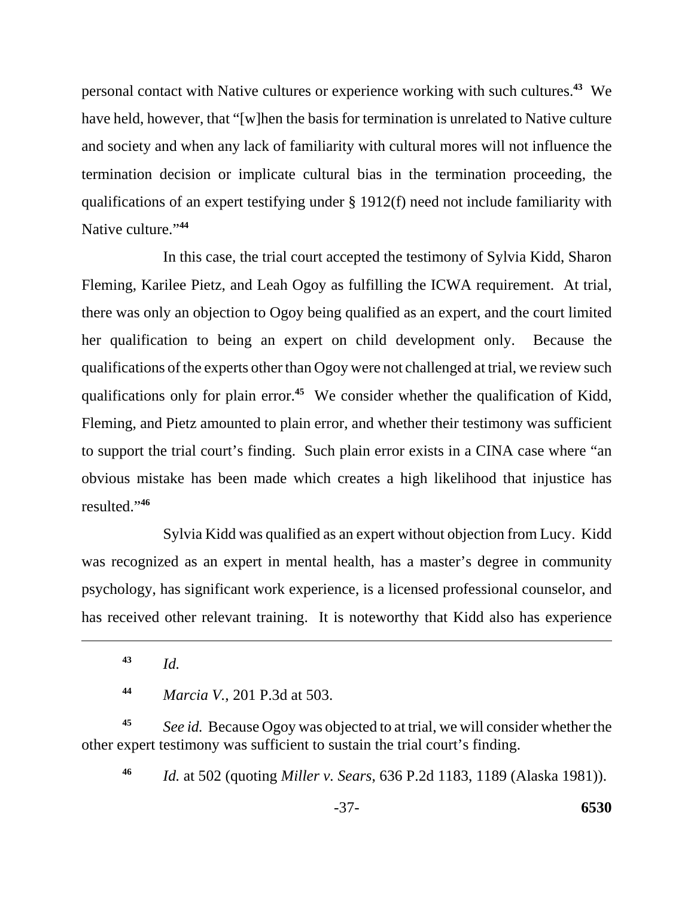personal contact with Native cultures or experience working with such cultures.[43] We have held, however, that "[w]hen the basis for termination is unrelated to Native culture and society and when any lack of familiarity with cultural mores will not influence the termination decision or implicate cultural bias in the termination proceeding, the qualifications of an expert testifying under § 1912(f) need not include familiarity with Native culture."[44]

In this case, the trial court accepted the testimony of Sylvia Kidd, Sharon Fleming, Karilee Pietz, and Leah Ogoy as fulfilling the ICWA requirement. At trial, there was only an objection to Ogoy being qualified as an expert, and the court limited her qualification to being an expert on child development only. Because the qualifications of the experts other than Ogoy were not challenged at trial, we review such qualifications only for plain error.[45] We consider whether the qualification of Kidd, Fleming, and Pietz amounted to plain error, and whether their testimony was sufficient to support the trial court's finding. Such plain error exists in a CINA case where "an obvious mistake has been made which creates a high likelihood that injustice has resulted."[46]

Sylvia Kidd was qualified as an expert without objection from Lucy. Kidd was recognized as an expert in mental health, has a master's degree in community psychology, has significant work experience, is a licensed professional counselor, and has received other relevant training. It is noteworthy that Kidd also has experience

---

[43] *Id.*

[44] *Marcia V.*, 201 P.3d at 503.

[45] *See id.* Because Ogoy was objected to at trial, we will consider whether the other expert testimony was sufficient to sustain the trial court's finding.

[46] *Id.* at 502 (quoting *Miller v. Sears*, 636 P.2d 1183, 1189 (Alaska 1981)).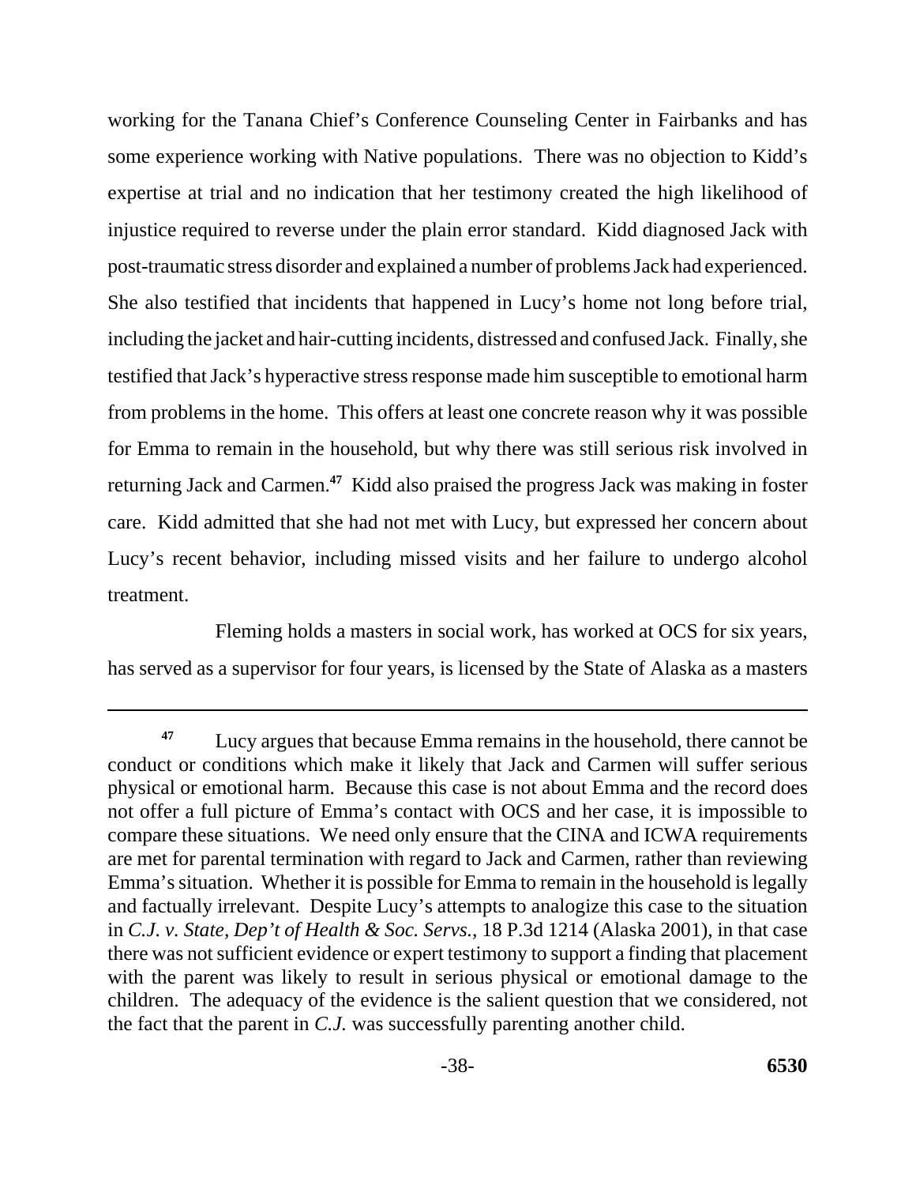working for the Tanana Chief's Conference Counseling Center in Fairbanks and has some experience working with Native populations. There was no objection to Kidd's expertise at trial and no indication that her testimony created the high likelihood of injustice required to reverse under the plain error standard. Kidd diagnosed Jack with post-traumatic stress disorder and explained a number of problems Jack had experienced. She also testified that incidents that happened in Lucy's home not long before trial, including the jacket and hair-cutting incidents, distressed and confused Jack. Finally, she testified that Jack's hyperactive stress response made him susceptible to emotional harm from problems in the home. This offers at least one concrete reason why it was possible for Emma to remain in the household, but why there was still serious risk involved in returning Jack and Carmen.[47] Kidd also praised the progress Jack was making in foster care. Kidd admitted that she had not met with Lucy, but expressed her concern about Lucy's recent behavior, including missed visits and her failure to undergo alcohol treatment.

Fleming holds a masters in social work, has worked at OCS for six years, has served as a supervisor for four years, is licensed by the State of Alaska as a masters

---

[47] Lucy argues that because Emma remains in the household, there cannot be conduct or conditions which make it likely that Jack and Carmen will suffer serious physical or emotional harm. Because this case is not about Emma and the record does not offer a full picture of Emma's contact with OCS and her case, it is impossible to compare these situations. We need only ensure that the CINA and ICWA requirements are met for parental termination with regard to Jack and Carmen, rather than reviewing Emma's situation. Whether it is possible for Emma to remain in the household is legally and factually irrelevant. Despite Lucy's attempts to analogize this case to the situation in *C.J. v. State, Dep't of Health & Soc. Servs.*, 18 P.3d 1214 (Alaska 2001), in that case there was not sufficient evidence or expert testimony to support a finding that placement with the parent was likely to result in serious physical or emotional damage to the children. The adequacy of the evidence is the salient question that we considered, not the fact that the parent in *C.J.* was successfully parenting another child.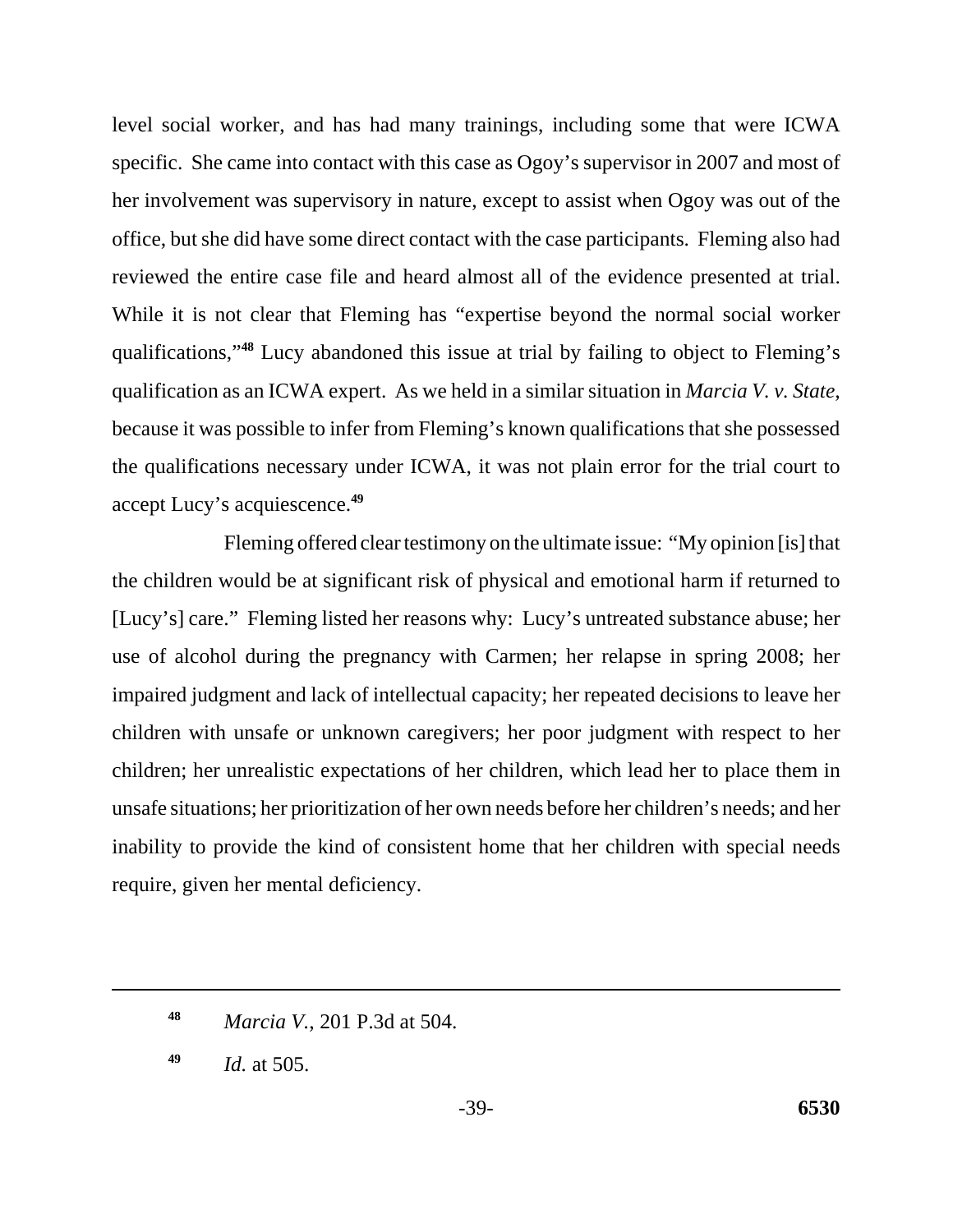level social worker, and has had many trainings, including some that were ICWA specific. She came into contact with this case as Ogoy's supervisor in 2007 and most of her involvement was supervisory in nature, except to assist when Ogoy was out of the office, but she did have some direct contact with the case participants. Fleming also had reviewed the entire case file and heard almost all of the evidence presented at trial. While it is not clear that Fleming has "expertise beyond the normal social worker qualifications,"[48] Lucy abandoned this issue at trial by failing to object to Fleming's qualification as an ICWA expert. As we held in a similar situation in *Marcia V. v. State*, because it was possible to infer from Fleming's known qualifications that she possessed the qualifications necessary under ICWA, it was not plain error for the trial court to accept Lucy's acquiescence.[49]

Fleming offered clear testimony on the ultimate issue: "My opinion [is] that the children would be at significant risk of physical and emotional harm if returned to [Lucy's] care." Fleming listed her reasons why: Lucy's untreated substance abuse; her use of alcohol during the pregnancy with Carmen; her relapse in spring 2008; her impaired judgment and lack of intellectual capacity; her repeated decisions to leave her children with unsafe or unknown caregivers; her poor judgment with respect to her children; her unrealistic expectations of her children, which lead her to place them in unsafe situations; her prioritization of her own needs before her children's needs; and her inability to provide the kind of consistent home that her children with special needs require, given her mental deficiency.

---

[48] *Marcia V.*, 201 P.3d at 504.

[49] *Id.* at 505.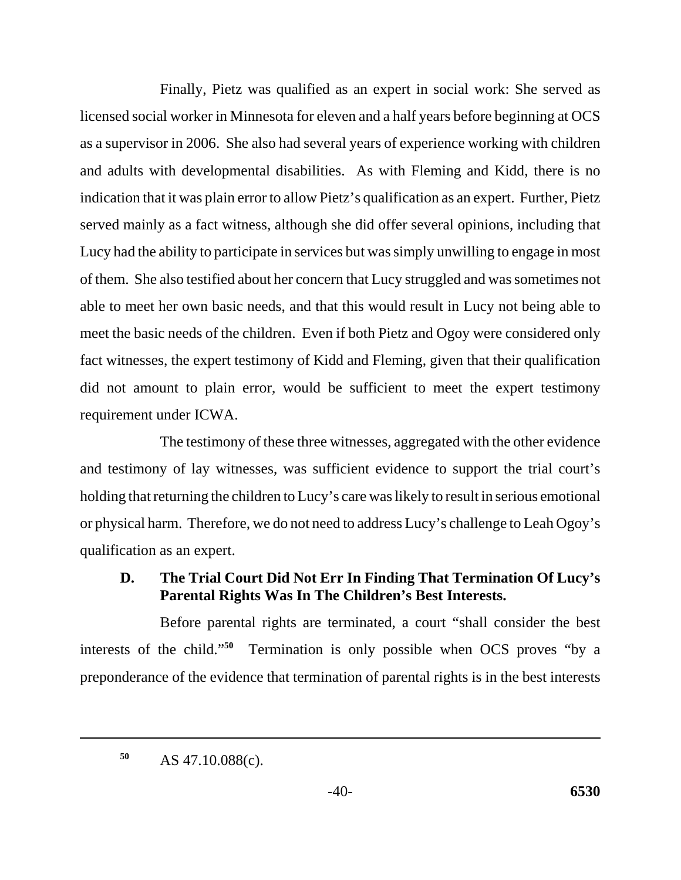Finally, Pietz was qualified as an expert in social work: She served as licensed social worker in Minnesota for eleven and a half years before beginning at OCS as a supervisor in 2006. She also had several years of experience working with children and adults with developmental disabilities. As with Fleming and Kidd, there is no indication that it was plain error to allow Pietz's qualification as an expert. Further, Pietz served mainly as a fact witness, although she did offer several opinions, including that Lucy had the ability to participate in services but was simply unwilling to engage in most of them. She also testified about her concern that Lucy struggled and was sometimes not able to meet her own basic needs, and that this would result in Lucy not being able to meet the basic needs of the children. Even if both Pietz and Ogoy were considered only fact witnesses, the expert testimony of Kidd and Fleming, given that their qualification did not amount to plain error, would be sufficient to meet the expert testimony requirement under ICWA.

The testimony of these three witnesses, aggregated with the other evidence and testimony of lay witnesses, was sufficient evidence to support the trial court's holding that returning the children to Lucy's care was likely to result in serious emotional or physical harm. Therefore, we do not need to address Lucy's challenge to Leah Ogoy's qualification as an expert.

### D. The Trial Court Did Not Err In Finding That Termination Of Lucy's Parental Rights Was In The Children's Best Interests.

Before parental rights are terminated, a court "shall consider the best interests of the child."[50] Termination is only possible when OCS proves "by a preponderance of the evidence that termination of parental rights is in the best interests

---

[50] AS 47.10.088(c).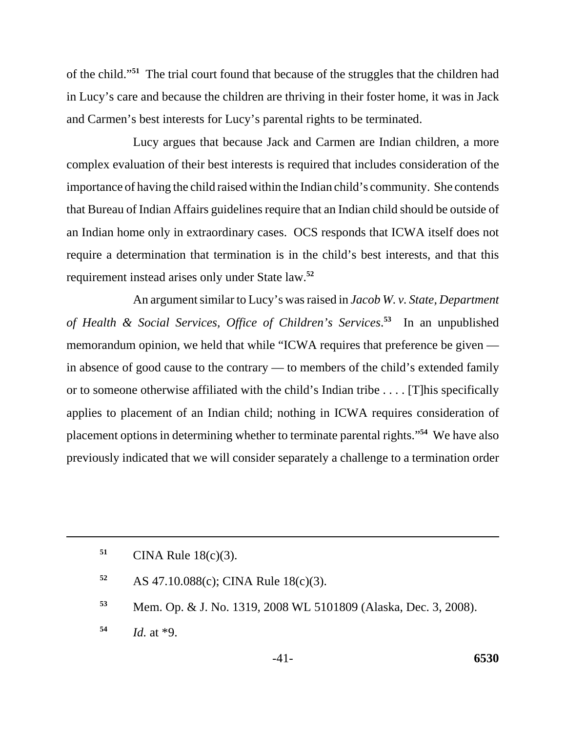of the child."[51] The trial court found that because of the struggles that the children had in Lucy's care and because the children are thriving in their foster home, it was in Jack and Carmen's best interests for Lucy's parental rights to be terminated.

Lucy argues that because Jack and Carmen are Indian children, a more complex evaluation of their best interests is required that includes consideration of the importance of having the child raised within the Indian child's community. She contends that Bureau of Indian Affairs guidelines require that an Indian child should be outside of an Indian home only in extraordinary cases. OCS responds that ICWA itself does not require a determination that termination is in the child's best interests, and that this requirement instead arises only under State law.[52]

An argument similar to Lucy's was raised in *Jacob W. v. State, Department of Health & Social Services, Office of Children's Services*.[53] In an unpublished memorandum opinion, we held that while "ICWA requires that preference be given — in absence of good cause to the contrary — to members of the child's extended family or to someone otherwise affiliated with the child's Indian tribe . . . . [T]his specifically applies to placement of an Indian child; nothing in ICWA requires consideration of placement options in determining whether to terminate parental rights."[54] We have also previously indicated that we will consider separately a challenge to a termination order

---

[51] CINA Rule 18(c)(3).

[52] AS 47.10.088(c); CINA Rule 18(c)(3).

[53] Mem. Op. & J. No. 1319, 2008 WL 5101809 (Alaska, Dec. 3, 2008).

[54] *Id.* at *9.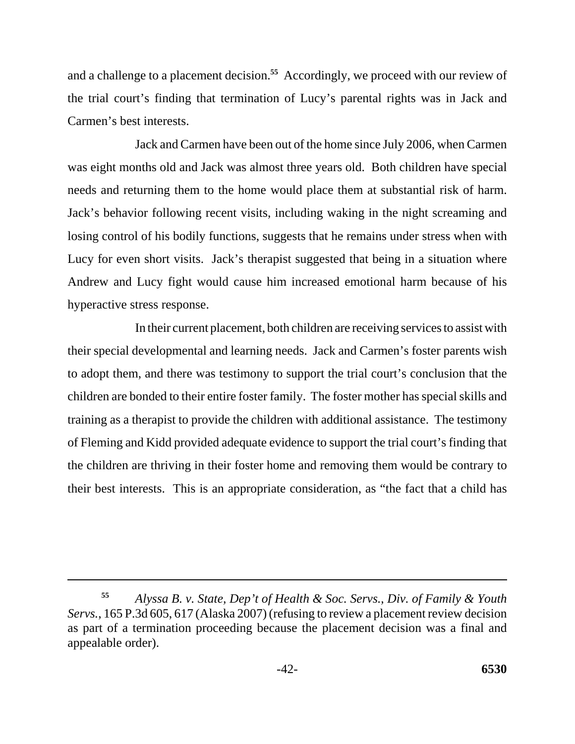and a challenge to a placement decision.[55] Accordingly, we proceed with our review of the trial court's finding that termination of Lucy's parental rights was in Jack and Carmen's best interests.

Jack and Carmen have been out of the home since July 2006, when Carmen was eight months old and Jack was almost three years old. Both children have special needs and returning them to the home would place them at substantial risk of harm. Jack's behavior following recent visits, including waking in the night screaming and losing control of his bodily functions, suggests that he remains under stress when with Lucy for even short visits. Jack's therapist suggested that being in a situation where Andrew and Lucy fight would cause him increased emotional harm because of his hyperactive stress response.

In their current placement, both children are receiving services to assist with their special developmental and learning needs. Jack and Carmen's foster parents wish to adopt them, and there was testimony to support the trial court's conclusion that the children are bonded to their entire foster family. The foster mother has special skills and training as a therapist to provide the children with additional assistance. The testimony of Fleming and Kidd provided adequate evidence to support the trial court's finding that the children are thriving in their foster home and removing them would be contrary to their best interests. This is an appropriate consideration, as "the fact that a child has

---

[55] *Alyssa B. v. State, Dep't of Health & Soc. Servs., Div. of Family & Youth Servs.*, 165 P.3d 605, 617 (Alaska 2007) (refusing to review a placement review decision as part of a termination proceeding because the placement decision was a final and appealable order).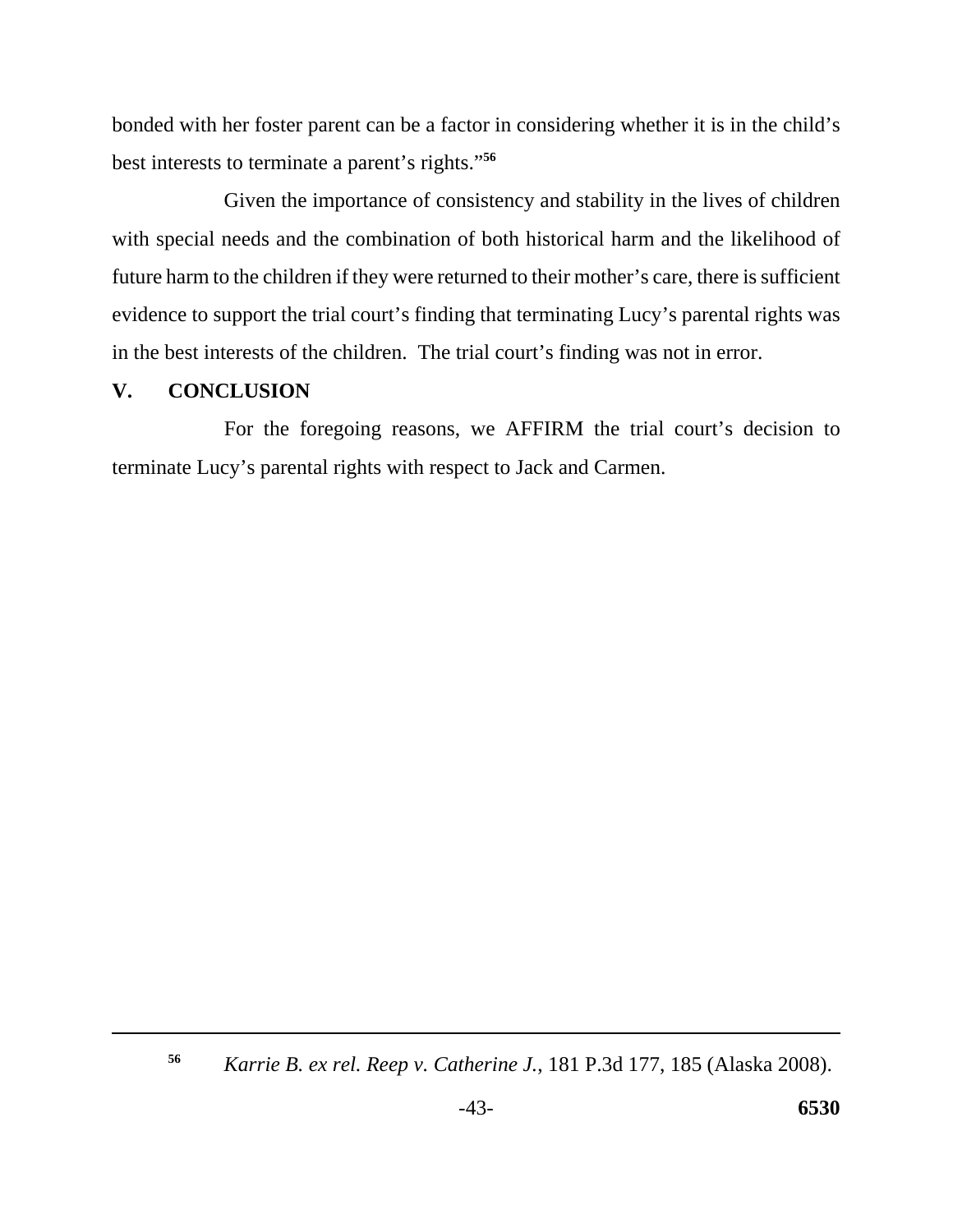bonded with her foster parent can be a factor in considering whether it is in the child's best interests to terminate a parent's rights."[56]

Given the importance of consistency and stability in the lives of children with special needs and the combination of both historical harm and the likelihood of future harm to the children if they were returned to their mother's care, there is sufficient evidence to support the trial court's finding that terminating Lucy's parental rights was in the best interests of the children. The trial court's finding was not in error.

## V. CONCLUSION

For the foregoing reasons, we AFFIRM the trial court's decision to terminate Lucy's parental rights with respect to Jack and Carmen.

---

[56] *Karrie B. ex rel. Reep v. Catherine J.*, 181 P.3d 177, 185 (Alaska 2008).